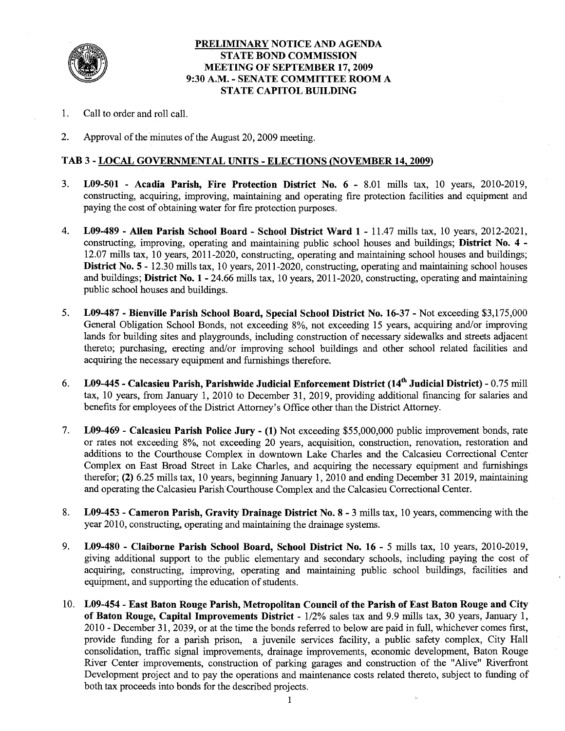**PRELIMINARY NOTICE AND AGENDA**
**STATE BOND COMMISSION**
**MEETING OF SEPTEMBER 17, 2009**
**9:30 A.M. - SENATE COMMITTEE ROOM A**
**STATE CAPITOL BUILDING**

1. Call to order and roll call.

2. Approval of the minutes of the August 20, 2009 meeting.

**TAB 3 - LOCAL GOVERNMENTAL UNITS - ELECTIONS (NOVEMBER 14, 2009)**

3. **L09-501 - Acadia Parish, Fire Protection District No. 6 -** 8.01 mills tax, 10 years, 2010-2019, constructing, acquiring, improving, maintaining and operating fire protection facilities and equipment and paying the cost of obtaining water for fire protection purposes.

4. **L09-489 - Allen Parish School Board - School District Ward 1 -** 11.47 mills tax, 10 years, 2012-2021, constructing, improving, operating and maintaining public school houses and buildings; **District No. 4 -** 12.07 mills tax, 10 years, 2011-2020, constructing, operating and maintaining school houses and buildings; **District No. 5 -** 12.30 mills tax, 10 years, 2011-2020, constructing, operating and maintaining school houses and buildings; **District No. 1 -** 24.66 mills tax, 10 years, 2011-2020, constructing, operating and maintaining public school houses and buildings.

5. **L09-487 - Bienville Parish School Board, Special School District No. 16-37 -** Not exceeding $3,175,000 General Obligation School Bonds, not exceeding 8%, not exceeding 15 years, acquiring and/or improving lands for building sites and playgrounds, including construction of necessary sidewalks and streets adjacent thereto; purchasing, erecting and/or improving school buildings and other school related facilities and acquiring the necessary equipment and furnishings therefore.

6. **L09-445 - Calcasieu Parish, Parishwide Judicial Enforcement District (14th Judicial District) -** 0.75 mill tax, 10 years, from January 1, 2010 to December 31, 2019, providing additional financing for salaries and benefits for employees of the District Attorney's Office other than the District Attorney.

7. **L09-469 - Calcasieu Parish Police Jury - (1)** Not exceeding $55,000,000 public improvement bonds, rate or rates not exceeding 8%, not exceeding 20 years, acquisition, construction, renovation, restoration and additions to the Courthouse Complex in downtown Lake Charles and the Calcasieu Correctional Center Complex on East Broad Street in Lake Charles, and acquiring the necessary equipment and furnishings therefor; **(2)** 6.25 mills tax, 10 years, beginning January 1, 2010 and ending December 31 2019, maintaining and operating the Calcasieu Parish Courthouse Complex and the Calcasieu Correctional Center.

8. **L09-453 - Cameron Parish, Gravity Drainage District No. 8 -** 3 mills tax, 10 years, commencing with the year 2010, constructing, operating and maintaining the drainage systems.

9. **L09-480 - Claiborne Parish School Board, School District No. 16 -** 5 mills tax, 10 years, 2010-2019, giving additional support to the public elementary and secondary schools, including paying the cost of acquiring, constructing, improving, operating and maintaining public school buildings, facilities and equipment, and supporting the education of students.

10. **L09-454 - East Baton Rouge Parish, Metropolitan Council of the Parish of East Baton Rouge and City of Baton Rouge, Capital Improvements District -** 1/2% sales tax and 9.9 mills tax, 30 years, January 1, 2010 - December 31, 2039, or at the time the bonds referred to below are paid in full, whichever comes first, provide funding for a parish prison, a juvenile services facility, a public safety complex, City Hall consolidation, traffic signal improvements, drainage improvements, economic development, Baton Rouge River Center improvements, construction of parking garages and construction of the "Alive" Riverfront Development project and to pay the operations and maintenance costs related thereto, subject to funding of both tax proceeds into bonds for the described projects.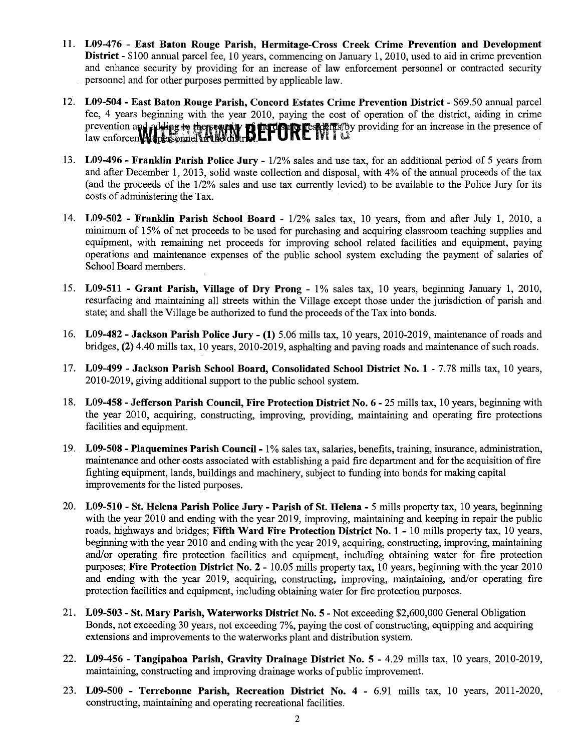11. **L09-476 - East Baton Rouge Parish, Hermitage-Cross Creek Crime Prevention and Development District** - $100 annual parcel fee, 10 years, commencing on January 1, 2010, used to aid in crime prevention and enhance security by providing for an increase of law enforcement personnel or contracted security personnel and for other purposes permitted by applicable law.

12. **L09-504 - East Baton Rouge Parish, Concord Estates Crime Prevention District** - $69.50 annual parcel fee, 4 years beginning with the year 2010, paying the cost of operation of the district, aiding in crime prevention and adding to the security of district residents by providing for an increase in the presence of law enforcement personnel in the district. WITHDRAWN BEFORE MTG

13. **L09-496 - Franklin Parish Police Jury** - 1/2% sales and use tax, for an additional period of 5 years from and after December 1, 2013, solid waste collection and disposal, with 4% of the annual proceeds of the tax (and the proceeds of the 1/2% sales and use tax currently levied) to be available to the Police Jury for its costs of administering the Tax.

14. **L09-502 - Franklin Parish School Board** - 1/2% sales tax, 10 years, from and after July 1, 2010, a minimum of 15% of net proceeds to be used for purchasing and acquiring classroom teaching supplies and equipment, with remaining net proceeds for improving school related facilities and equipment, paying operations and maintenance expenses of the public school system excluding the payment of salaries of School Board members.

15. **L09-511 - Grant Parish, Village of Dry Prong** - 1% sales tax, 10 years, beginning January 1, 2010, resurfacing and maintaining all streets within the Village except those under the jurisdiction of parish and state; and shall the Village be authorized to fund the proceeds of the Tax into bonds.

16. **L09-482 - Jackson Parish Police Jury - (1)** 5.06 mills tax, 10 years, 2010-2019, maintenance of roads and bridges, **(2)** 4.40 mills tax, 10 years, 2010-2019, asphalting and paving roads and maintenance of such roads.

17. **L09-499 - Jackson Parish School Board, Consolidated School District No. 1** - 7.78 mills tax, 10 years, 2010-2019, giving additional support to the public school system.

18. **L09-458 - Jefferson Parish Council, Fire Protection District No. 6** - 25 mills tax, 10 years, beginning with the year 2010, acquiring, constructing, improving, providing, maintaining and operating fire protections facilities and equipment.

19. **L09-508 - Plaquemines Parish Council** - 1% sales tax, salaries, benefits, training, insurance, administration, maintenance and other costs associated with establishing a paid fire department and for the acquisition of fire fighting equipment, lands, buildings and machinery, subject to funding into bonds for making capital improvements for the listed purposes.

20. **L09-510 - St. Helena Parish Police Jury - Parish of St. Helena** - 5 mills property tax, 10 years, beginning with the year 2010 and ending with the year 2019, improving, maintaining and keeping in repair the public roads, highways and bridges; **Fifth Ward Fire Protection District No. 1** - 10 mills property tax, 10 years, beginning with the year 2010 and ending with the year 2019, acquiring, constructing, improving, maintaining and/or operating fire protection facilities and equipment, including obtaining water for fire protection purposes; **Fire Protection District No. 2** - 10.05 mills property tax, 10 years, beginning with the year 2010 and ending with the year 2019, acquiring, constructing, improving, maintaining, and/or operating fire protection facilities and equipment, including obtaining water for fire protection purposes.

21. **L09-503 - St. Mary Parish, Waterworks District No. 5** - Not exceeding $2,600,000 General Obligation Bonds, not exceeding 30 years, not exceeding 7%, paying the cost of constructing, equipping and acquiring extensions and improvements to the waterworks plant and distribution system.

22. **L09-456 - Tangipahoa Parish, Gravity Drainage District No. 5** - 4.29 mills tax, 10 years, 2010-2019, maintaining, constructing and improving drainage works of public improvement.

23. **L09-500 - Terrebonne Parish, Recreation District No. 4** - 6.91 mills tax, 10 years, 2011-2020, constructing, maintaining and operating recreational facilities.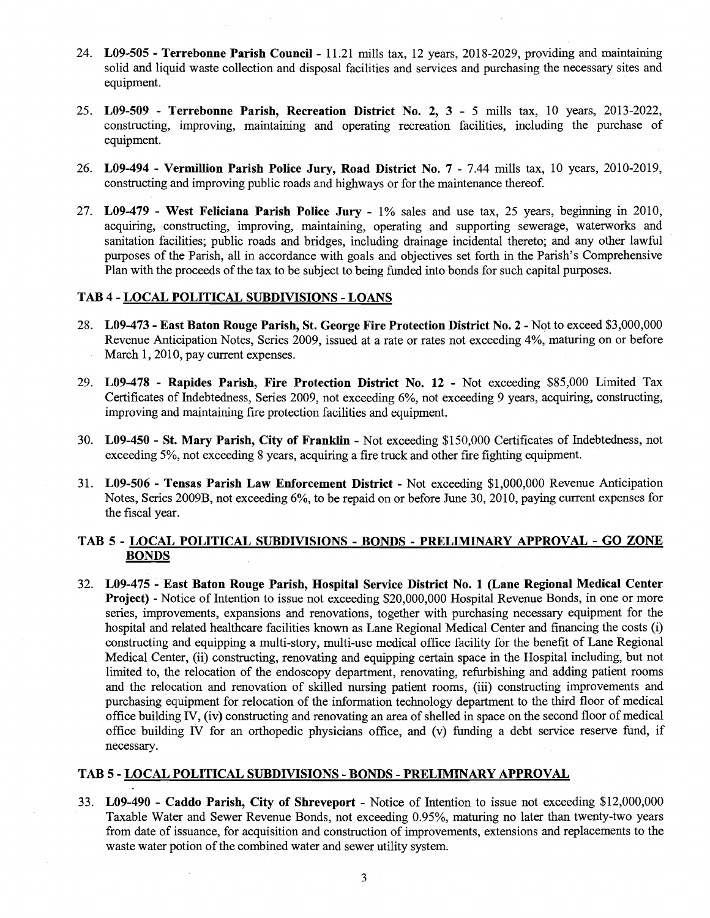24. **L09-505 - Terrebonne Parish Council** - 11.21 mills tax, 12 years, 2018-2029, providing and maintaining solid and liquid waste collection and disposal facilities and services and purchasing the necessary sites and equipment.

25. **L09-509 - Terrebonne Parish, Recreation District No. 2, 3** - 5 mills tax, 10 years, 2013-2022, constructing, improving, maintaining and operating recreation facilities, including the purchase of equipment.

26. **L09-494 - Vermillion Parish Police Jury, Road District No. 7** - 7.44 mills tax, 10 years, 2010-2019, constructing and improving public roads and highways or for the maintenance thereof.

27. **L09-479 - West Feliciana Parish Police Jury** - 1% sales and use tax, 25 years, beginning in 2010, acquiring, constructing, improving, maintaining, operating and supporting sewerage, waterworks and sanitation facilities; public roads and bridges, including drainage incidental thereto; and any other lawful purposes of the Parish, all in accordance with goals and objectives set forth in the Parish's Comprehensive Plan with the proceeds of the tax to be subject to being funded into bonds for such capital purposes.

### TAB 4 - LOCAL POLITICAL SUBDIVISIONS - LOANS

28. **L09-473 - East Baton Rouge Parish, St. George Fire Protection District No. 2** - Not to exceed $3,000,000 Revenue Anticipation Notes, Series 2009, issued at a rate or rates not exceeding 4%, maturing on or before March 1, 2010, pay current expenses.

29. **L09-478 - Rapides Parish, Fire Protection District No. 12** - Not exceeding $85,000 Limited Tax Certificates of Indebtedness, Series 2009, not exceeding 6%, not exceeding 9 years, acquiring, constructing, improving and maintaining fire protection facilities and equipment.

30. **L09-450 - St. Mary Parish, City of Franklin** - Not exceeding $150,000 Certificates of Indebtedness, not exceeding 5%, not exceeding 8 years, acquiring a fire truck and other fire fighting equipment.

31. **L09-506 - Tensas Parish Law Enforcement District** - Not exceeding $1,000,000 Revenue Anticipation Notes, Series 2009B, not exceeding 6%, to be repaid on or before June 30, 2010, paying current expenses for the fiscal year.

### TAB 5 - LOCAL POLITICAL SUBDIVISIONS - BONDS - PRELIMINARY APPROVAL - GO ZONE BONDS

32. **L09-475 - East Baton Rouge Parish, Hospital Service District No. 1 (Lane Regional Medical Center Project)** - Notice of Intention to issue not exceeding $20,000,000 Hospital Revenue Bonds, in one or more series, improvements, expansions and renovations, together with purchasing necessary equipment for the hospital and related healthcare facilities known as Lane Regional Medical Center and financing the costs (i) constructing and equipping a multi-story, multi-use medical office facility for the benefit of Lane Regional Medical Center, (ii) constructing, renovating and equipping certain space in the Hospital including, but not limited to, the relocation of the endoscopy department, renovating, refurbishing and adding patient rooms and the relocation and renovation of skilled nursing patient rooms, (iii) constructing improvements and purchasing equipment for relocation of the information technology department to the third floor of medical office building IV, (iv) constructing and renovating an area of shelled in space on the second floor of medical office building IV for an orthopedic physicians office, and (v) funding a debt service reserve fund, if necessary.

### TAB 5 - LOCAL POLITICAL SUBDIVISIONS - BONDS - PRELIMINARY APPROVAL

33. **L09-490 - Caddo Parish, City of Shreveport** - Notice of Intention to issue not exceeding $12,000,000 Taxable Water and Sewer Revenue Bonds, not exceeding 0.95%, maturing no later than twenty-two years from date of issuance, for acquisition and construction of improvements, extensions and replacements to the waste water potion of the combined water and sewer utility system.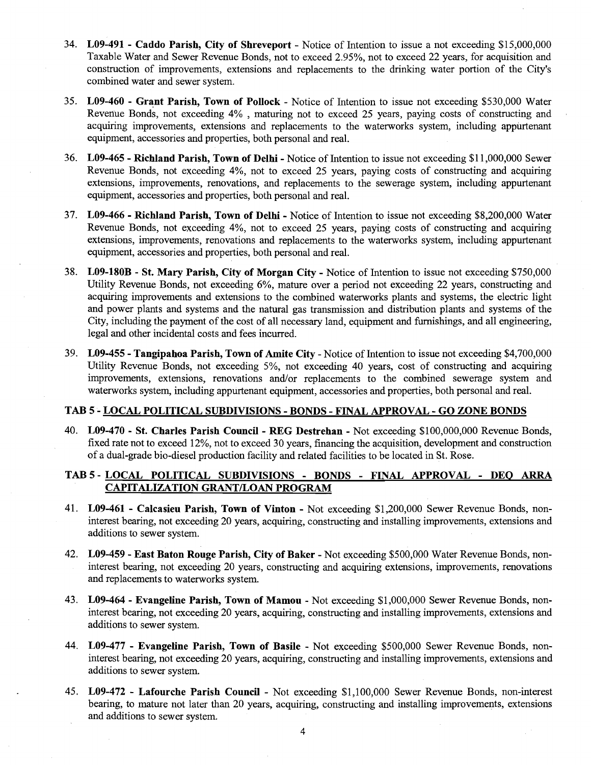34. **L09-491 - Caddo Parish, City of Shreveport** - Notice of Intention to issue a not exceeding $15,000,000 Taxable Water and Sewer Revenue Bonds, not to exceed 2.95%, not to exceed 22 years, for acquisition and construction of improvements, extensions and replacements to the drinking water portion of the City's combined water and sewer system.

35. **L09-460 - Grant Parish, Town of Pollock** - Notice of Intention to issue not exceeding $530,000 Water Revenue Bonds, not exceeding 4% , maturing not to exceed 25 years, paying costs of constructing and acquiring improvements, extensions and replacements to the waterworks system, including appurtenant equipment, accessories and properties, both personal and real.

36. **L09-465 - Richland Parish, Town of Delhi** - Notice of Intention to issue not exceeding $11,000,000 Sewer Revenue Bonds, not exceeding 4%, not to exceed 25 years, paying costs of constructing and acquiring extensions, improvements, renovations, and replacements to the sewerage system, including appurtenant equipment, accessories and properties, both personal and real.

37. **L09-466 - Richland Parish, Town of Delhi** - Notice of Intention to issue not exceeding $8,200,000 Water Revenue Bonds, not exceeding 4%, not to exceed 25 years, paying costs of constructing and acquiring extensions, improvements, renovations and replacements to the waterworks system, including appurtenant equipment, accessories and properties, both personal and real.

38. **L09-180B - St. Mary Parish, City of Morgan City** - Notice of Intention to issue not exceeding $750,000 Utility Revenue Bonds, not exceeding 6%, mature over a period not exceeding 22 years, constructing and acquiring improvements and extensions to the combined waterworks plants and systems, the electric light and power plants and systems and the natural gas transmission and distribution plants and systems of the City, including the payment of the cost of all necessary land, equipment and furnishings, and all engineering, legal and other incidental costs and fees incurred.

39. **L09-455 - Tangipahoa Parish, Town of Amite City** - Notice of Intention to issue not exceeding $4,700,000 Utility Revenue Bonds, not exceeding 5%, not exceeding 40 years, cost of constructing and acquiring improvements, extensions, renovations and/or replacements to the combined sewerage system and waterworks system, including appurtenant equipment, accessories and properties, both personal and real.

### TAB 5 - LOCAL POLITICAL SUBDIVISIONS - BONDS - FINAL APPROVAL - GO ZONE BONDS

40. **L09-470 - St. Charles Parish Council - REG Destrehan** - Not exceeding $100,000,000 Revenue Bonds, fixed rate not to exceed 12%, not to exceed 30 years, financing the acquisition, development and construction of a dual-grade bio-diesel production facility and related facilities to be located in St. Rose.

### TAB 5 - LOCAL POLITICAL SUBDIVISIONS - BONDS - FINAL APPROVAL - DEQ ARRA CAPITALIZATION GRANT/LOAN PROGRAM

41. **L09-461 - Calcasieu Parish, Town of Vinton** - Not exceeding $1,200,000 Sewer Revenue Bonds, non-interest bearing, not exceeding 20 years, acquiring, constructing and installing improvements, extensions and additions to sewer system.

42. **L09-459 - East Baton Rouge Parish, City of Baker** - Not exceeding $500,000 Water Revenue Bonds, non-interest bearing, not exceeding 20 years, constructing and acquiring extensions, improvements, renovations and replacements to waterworks system.

43. **L09-464 - Evangeline Parish, Town of Mamou** - Not exceeding $1,000,000 Sewer Revenue Bonds, non-interest bearing, not exceeding 20 years, acquiring, constructing and installing improvements, extensions and additions to sewer system.

44. **L09-477 - Evangeline Parish, Town of Basile** - Not exceeding $500,000 Sewer Revenue Bonds, non-interest bearing, not exceeding 20 years, acquiring, constructing and installing improvements, extensions and additions to sewer system.

45. **L09-472 - Lafourche Parish Council** - Not exceeding $1,100,000 Sewer Revenue Bonds, non-interest bearing, to mature not later than 20 years, acquiring, constructing and installing improvements, extensions and additions to sewer system.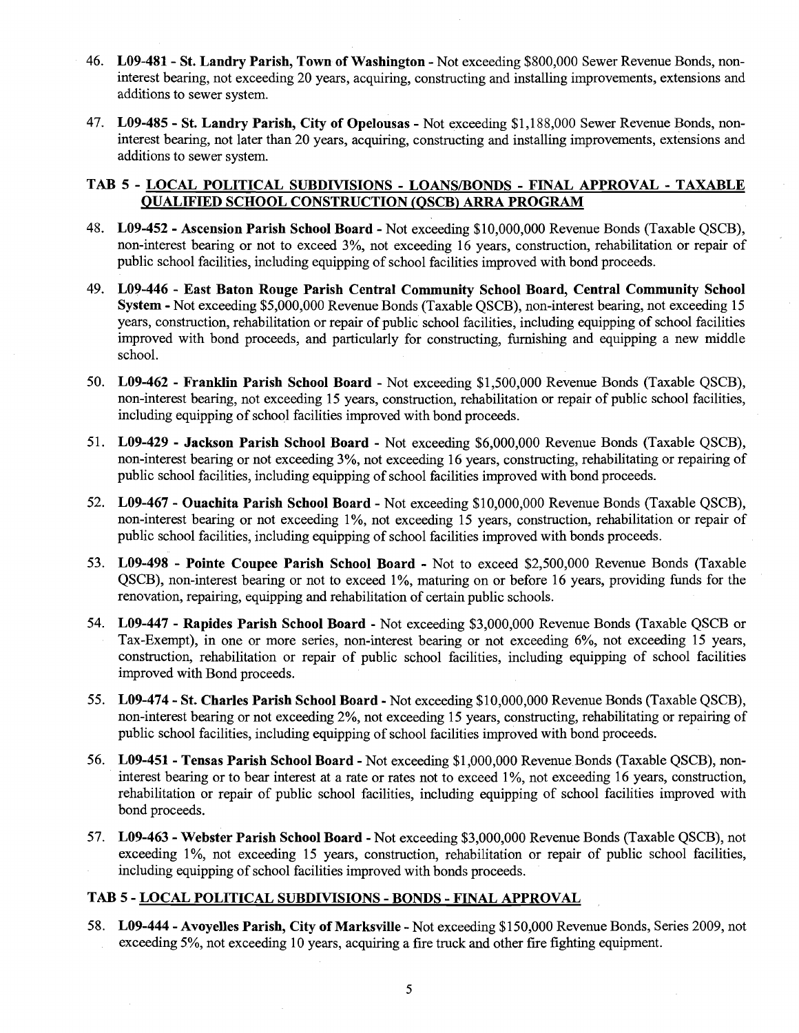46. **L09-481 - St. Landry Parish, Town of Washington** - Not exceeding $800,000 Sewer Revenue Bonds, non-interest bearing, not exceeding 20 years, acquiring, constructing and installing improvements, extensions and additions to sewer system.

47. **L09-485 - St. Landry Parish, City of Opelousas** - Not exceeding $1,188,000 Sewer Revenue Bonds, non-interest bearing, not later than 20 years, acquiring, constructing and installing improvements, extensions and additions to sewer system.

## TAB 5 - LOCAL POLITICAL SUBDIVISIONS - LOANS/BONDS - FINAL APPROVAL - TAXABLE QUALIFIED SCHOOL CONSTRUCTION (QSCB) ARRA PROGRAM

48. **L09-452 - Ascension Parish School Board** - Not exceeding $10,000,000 Revenue Bonds (Taxable QSCB), non-interest bearing or not to exceed 3%, not exceeding 16 years, construction, rehabilitation or repair of public school facilities, including equipping of school facilities improved with bond proceeds.

49. **L09-446 - East Baton Rouge Parish Central Community School Board, Central Community School System** - Not exceeding $5,000,000 Revenue Bonds (Taxable QSCB), non-interest bearing, not exceeding 15 years, construction, rehabilitation or repair of public school facilities, including equipping of school facilities improved with bond proceeds, and particularly for constructing, furnishing and equipping a new middle school.

50. **L09-462 - Franklin Parish School Board** - Not exceeding $1,500,000 Revenue Bonds (Taxable QSCB), non-interest bearing, not exceeding 15 years, construction, rehabilitation or repair of public school facilities, including equipping of school facilities improved with bond proceeds.

51. **L09-429 - Jackson Parish School Board** - Not exceeding $6,000,000 Revenue Bonds (Taxable QSCB), non-interest bearing or not exceeding 3%, not exceeding 16 years, constructing, rehabilitating or repairing of public school facilities, including equipping of school facilities improved with bond proceeds.

52. **L09-467 - Ouachita Parish School Board** - Not exceeding $10,000,000 Revenue Bonds (Taxable QSCB), non-interest bearing or not exceeding 1%, not exceeding 15 years, construction, rehabilitation or repair of public school facilities, including equipping of school facilities improved with bonds proceeds.

53. **L09-498 - Pointe Coupee Parish School Board** - Not to exceed $2,500,000 Revenue Bonds (Taxable QSCB), non-interest bearing or not to exceed 1%, maturing on or before 16 years, providing funds for the renovation, repairing, equipping and rehabilitation of certain public schools.

54. **L09-447 - Rapides Parish School Board** - Not exceeding $3,000,000 Revenue Bonds (Taxable QSCB or Tax-Exempt), in one or more series, non-interest bearing or not exceeding 6%, not exceeding 15 years, construction, rehabilitation or repair of public school facilities, including equipping of school facilities improved with Bond proceeds.

55. **L09-474 - St. Charles Parish School Board** - Not exceeding $10,000,000 Revenue Bonds (Taxable QSCB), non-interest bearing or not exceeding 2%, not exceeding 15 years, constructing, rehabilitating or repairing of public school facilities, including equipping of school facilities improved with bond proceeds.

56. **L09-451 - Tensas Parish School Board** - Not exceeding $1,000,000 Revenue Bonds (Taxable QSCB), non-interest bearing or to bear interest at a rate or rates not to exceed 1%, not exceeding 16 years, construction, rehabilitation or repair of public school facilities, including equipping of school facilities improved with bond proceeds.

57. **L09-463 - Webster Parish School Board** - Not exceeding $3,000,000 Revenue Bonds (Taxable QSCB), not exceeding 1%, not exceeding 15 years, construction, rehabilitation or repair of public school facilities, including equipping of school facilities improved with bonds proceeds.

## TAB 5 - LOCAL POLITICAL SUBDIVISIONS - BONDS - FINAL APPROVAL

58. **L09-444 - Avoyelles Parish, City of Marksville** - Not exceeding $150,000 Revenue Bonds, Series 2009, not exceeding 5%, not exceeding 10 years, acquiring a fire truck and other fire fighting equipment.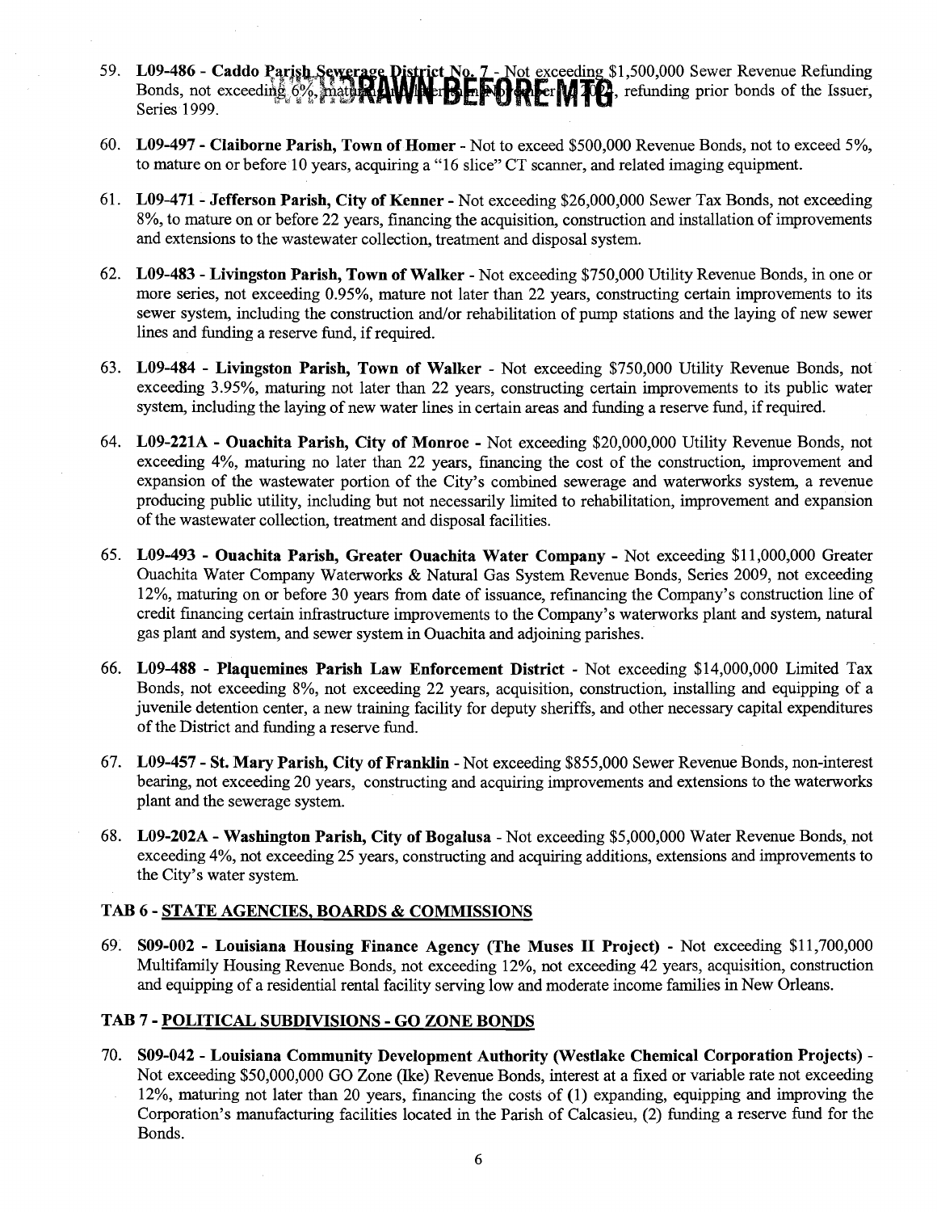59. **L09-486 - Caddo Parish Sewerage District No. 7** - Not exceeding $1,500,000 Sewer Revenue Refunding Bonds, not exceeding 6%, maturing no later than December 1, 2024, refunding prior bonds of the Issuer, Series 1999. **WITHDRAWN BEFORE MTG**

60. **L09-497 - Claiborne Parish, Town of Homer** - Not to exceed $500,000 Revenue Bonds, not to exceed 5%, to mature on or before 10 years, acquiring a "16 slice" CT scanner, and related imaging equipment.

61. **L09-471 - Jefferson Parish, City of Kenner** - Not exceeding $26,000,000 Sewer Tax Bonds, not exceeding 8%, to mature on or before 22 years, financing the acquisition, construction and installation of improvements and extensions to the wastewater collection, treatment and disposal system.

62. **L09-483 - Livingston Parish, Town of Walker** - Not exceeding $750,000 Utility Revenue Bonds, in one or more series, not exceeding 0.95%, mature not later than 22 years, constructing certain improvements to its sewer system, including the construction and/or rehabilitation of pump stations and the laying of new sewer lines and funding a reserve fund, if required.

63. **L09-484 - Livingston Parish, Town of Walker** - Not exceeding $750,000 Utility Revenue Bonds, not exceeding 3.95%, maturing not later than 22 years, constructing certain improvements to its public water system, including the laying of new water lines in certain areas and funding a reserve fund, if required.

64. **L09-221A - Ouachita Parish, City of Monroe** - Not exceeding $20,000,000 Utility Revenue Bonds, not exceeding 4%, maturing no later than 22 years, financing the cost of the construction, improvement and expansion of the wastewater portion of the City's combined sewerage and waterworks system, a revenue producing public utility, including but not necessarily limited to rehabilitation, improvement and expansion of the wastewater collection, treatment and disposal facilities.

65. **L09-493 - Ouachita Parish, Greater Ouachita Water Company** - Not exceeding $11,000,000 Greater Ouachita Water Company Waterworks & Natural Gas System Revenue Bonds, Series 2009, not exceeding 12%, maturing on or before 30 years from date of issuance, refinancing the Company's construction line of credit financing certain infrastructure improvements to the Company's waterworks plant and system, natural gas plant and system, and sewer system in Ouachita and adjoining parishes.

66. **L09-488 - Plaquemines Parish Law Enforcement District** - Not exceeding $14,000,000 Limited Tax Bonds, not exceeding 8%, not exceeding 22 years, acquisition, construction, installing and equipping of a juvenile detention center, a new training facility for deputy sheriffs, and other necessary capital expenditures of the District and funding a reserve fund.

67. **L09-457 - St. Mary Parish, City of Franklin** - Not exceeding $855,000 Sewer Revenue Bonds, non-interest bearing, not exceeding 20 years, constructing and acquiring improvements and extensions to the waterworks plant and the sewerage system.

68. **L09-202A - Washington Parish, City of Bogalusa** - Not exceeding $5,000,000 Water Revenue Bonds, not exceeding 4%, not exceeding 25 years, constructing and acquiring additions, extensions and improvements to the City's water system.

## TAB 6 - STATE AGENCIES, BOARDS & COMMISSIONS

69. **S09-002 - Louisiana Housing Finance Agency (The Muses II Project)** - Not exceeding $11,700,000 Multifamily Housing Revenue Bonds, not exceeding 12%, not exceeding 42 years, acquisition, construction and equipping of a residential rental facility serving low and moderate income families in New Orleans.

## TAB 7 - POLITICAL SUBDIVISIONS - GO ZONE BONDS

70. **S09-042 - Louisiana Community Development Authority (Westlake Chemical Corporation Projects)** - Not exceeding $50,000,000 GO Zone (Ike) Revenue Bonds, interest at a fixed or variable rate not exceeding 12%, maturing not later than 20 years, financing the costs of (1) expanding, equipping and improving the Corporation's manufacturing facilities located in the Parish of Calcasieu, (2) funding a reserve fund for the Bonds.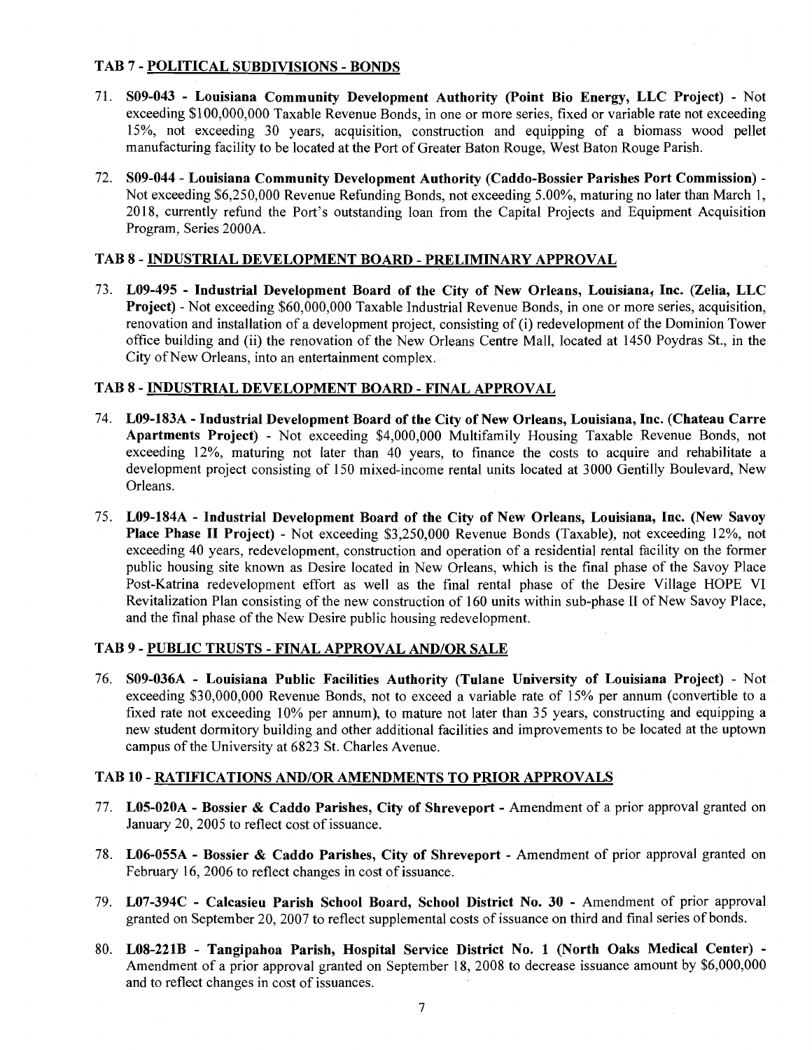### TAB 7 - POLITICAL SUBDIVISIONS - BONDS

71. **S09-043 - Louisiana Community Development Authority (Point Bio Energy, LLC Project)** - Not exceeding $100,000,000 Taxable Revenue Bonds, in one or more series, fixed or variable rate not exceeding 15%, not exceeding 30 years, acquisition, construction and equipping of a biomass wood pellet manufacturing facility to be located at the Port of Greater Baton Rouge, West Baton Rouge Parish.

72. **S09-044 - Louisiana Community Development Authority (Caddo-Bossier Parishes Port Commission)** - Not exceeding $6,250,000 Revenue Refunding Bonds, not exceeding 5.00%, maturing no later than March 1, 2018, currently refund the Port's outstanding loan from the Capital Projects and Equipment Acquisition Program, Series 2000A.

### TAB 8 - INDUSTRIAL DEVELOPMENT BOARD - PRELIMINARY APPROVAL

73. **L09-495 - Industrial Development Board of the City of New Orleans, Louisiana, Inc. (Zelia, LLC Project)** - Not exceeding $60,000,000 Taxable Industrial Revenue Bonds, in one or more series, acquisition, renovation and installation of a development project, consisting of (i) redevelopment of the Dominion Tower office building and (ii) the renovation of the New Orleans Centre Mall, located at 1450 Poydras St., in the City of New Orleans, into an entertainment complex.

### TAB 8 - INDUSTRIAL DEVELOPMENT BOARD - FINAL APPROVAL

74. **L09-183A - Industrial Development Board of the City of New Orleans, Louisiana, Inc. (Chateau Carre Apartments Project)** - Not exceeding $4,000,000 Multifamily Housing Taxable Revenue Bonds, not exceeding 12%, maturing not later than 40 years, to finance the costs to acquire and rehabilitate a development project consisting of 150 mixed-income rental units located at 3000 Gentilly Boulevard, New Orleans.

75. **L09-184A - Industrial Development Board of the City of New Orleans, Louisiana, Inc. (New Savoy Place Phase II Project)** - Not exceeding $3,250,000 Revenue Bonds (Taxable), not exceeding 12%, not exceeding 40 years, redevelopment, construction and operation of a residential rental facility on the former public housing site known as Desire located in New Orleans, which is the final phase of the Savoy Place Post-Katrina redevelopment effort as well as the final rental phase of the Desire Village HOPE VI Revitalization Plan consisting of the new construction of 160 units within sub-phase II of New Savoy Place, and the final phase of the New Desire public housing redevelopment.

### TAB 9 - PUBLIC TRUSTS - FINAL APPROVAL AND/OR SALE

76. **S09-036A - Louisiana Public Facilities Authority (Tulane University of Louisiana Project)** - Not exceeding $30,000,000 Revenue Bonds, not to exceed a variable rate of 15% per annum (convertible to a fixed rate not exceeding 10% per annum), to mature not later than 35 years, constructing and equipping a new student dormitory building and other additional facilities and improvements to be located at the uptown campus of the University at 6823 St. Charles Avenue.

### TAB 10 - RATIFICATIONS AND/OR AMENDMENTS TO PRIOR APPROVALS

77. **L05-020A - Bossier & Caddo Parishes, City of Shreveport** - Amendment of a prior approval granted on January 20, 2005 to reflect cost of issuance.

78. **L06-055A - Bossier & Caddo Parishes, City of Shreveport** - Amendment of prior approval granted on February 16, 2006 to reflect changes in cost of issuance.

79. **L07-394C - Calcasieu Parish School Board, School District No. 30** - Amendment of prior approval granted on September 20, 2007 to reflect supplemental costs of issuance on third and final series of bonds.

80. **L08-221B - Tangipahoa Parish, Hospital Service District No. 1 (North Oaks Medical Center)** - Amendment of a prior approval granted on September 18, 2008 to decrease issuance amount by $6,000,000 and to reflect changes in cost of issuances.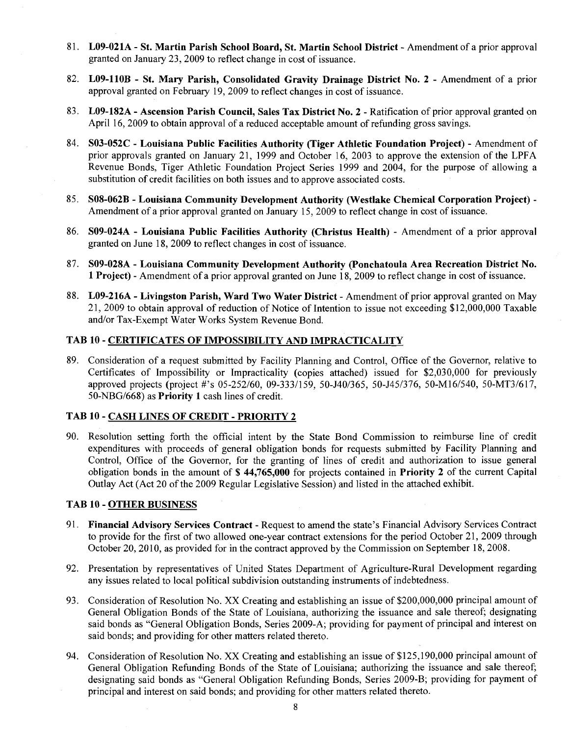81. **L09-021A - St. Martin Parish School Board, St. Martin School District** - Amendment of a prior approval granted on January 23, 2009 to reflect change in cost of issuance.

82. **L09-110B - St. Mary Parish, Consolidated Gravity Drainage District No. 2** - Amendment of a prior approval granted on February 19, 2009 to reflect changes in cost of issuance.

83. **L09-182A - Ascension Parish Council, Sales Tax District No. 2** - Ratification of prior approval granted on April 16, 2009 to obtain approval of a reduced acceptable amount of refunding gross savings.

84. **S03-052C - Louisiana Public Facilities Authority (Tiger Athletic Foundation Project)** - Amendment of prior approvals granted on January 21, 1999 and October 16, 2003 to approve the extension of the LPFA Revenue Bonds, Tiger Athletic Foundation Project Series 1999 and 2004, for the purpose of allowing a substitution of credit facilities on both issues and to approve associated costs.

85. **S08-062B - Louisiana Community Development Authority (Westlake Chemical Corporation Project)** - Amendment of a prior approval granted on January 15, 2009 to reflect change in cost of issuance.

86. **S09-024A - Louisiana Public Facilities Authority (Christus Health)** - Amendment of a prior approval granted on June 18, 2009 to reflect changes in cost of issuance.

87. **S09-028A - Louisiana Community Development Authority (Ponchatoula Area Recreation District No. 1 Project)** - Amendment of a prior approval granted on June 18, 2009 to reflect change in cost of issuance.

88. **L09-216A - Livingston Parish, Ward Two Water District** - Amendment of prior approval granted on May 21, 2009 to obtain approval of reduction of Notice of Intention to issue not exceeding $12,000,000 Taxable and/or Tax-Exempt Water Works System Revenue Bond.

### TAB 10 - CERTIFICATES OF IMPOSSIBILITY AND IMPRACTICALITY

89. Consideration of a request submitted by Facility Planning and Control, Office of the Governor, relative to Certificates of Impossibility or Impracticality (copies attached) issued for $2,030,000 for previously approved projects (project #'s 05-252/60, 09-333/159, 50-J40/365, 50-J45/376, 50-M16/540, 50-MT3/617, 50-NBG/668) as **Priority 1** cash lines of credit.

### TAB 10 - CASH LINES OF CREDIT - PRIORITY 2

90. Resolution setting forth the official intent by the State Bond Commission to reimburse line of credit expenditures with proceeds of general obligation bonds for requests submitted by Facility Planning and Control, Office of the Governor, for the granting of lines of credit and authorization to issue general obligation bonds in the amount of **$ 44,765,000** for projects contained in **Priority 2** of the current Capital Outlay Act (Act 20 of the 2009 Regular Legislative Session) and listed in the attached exhibit.

### TAB 10 - OTHER BUSINESS

91. **Financial Advisory Services Contract** - Request to amend the state's Financial Advisory Services Contract to provide for the first of two allowed one-year contract extensions for the period October 21, 2009 through October 20, 2010, as provided for in the contract approved by the Commission on September 18, 2008.

92. Presentation by representatives of United States Department of Agriculture-Rural Development regarding any issues related to local political subdivision outstanding instruments of indebtedness.

93. Consideration of Resolution No. XX Creating and establishing an issue of $200,000,000 principal amount of General Obligation Bonds of the State of Louisiana, authorizing the issuance and sale thereof; designating said bonds as "General Obligation Bonds, Series 2009-A; providing for payment of principal and interest on said bonds; and providing for other matters related thereto.

94. Consideration of Resolution No. XX Creating and establishing an issue of $125,190,000 principal amount of General Obligation Refunding Bonds of the State of Louisiana; authorizing the issuance and sale thereof; designating said bonds as "General Obligation Refunding Bonds, Series 2009-B; providing for payment of principal and interest on said bonds; and providing for other matters related thereto.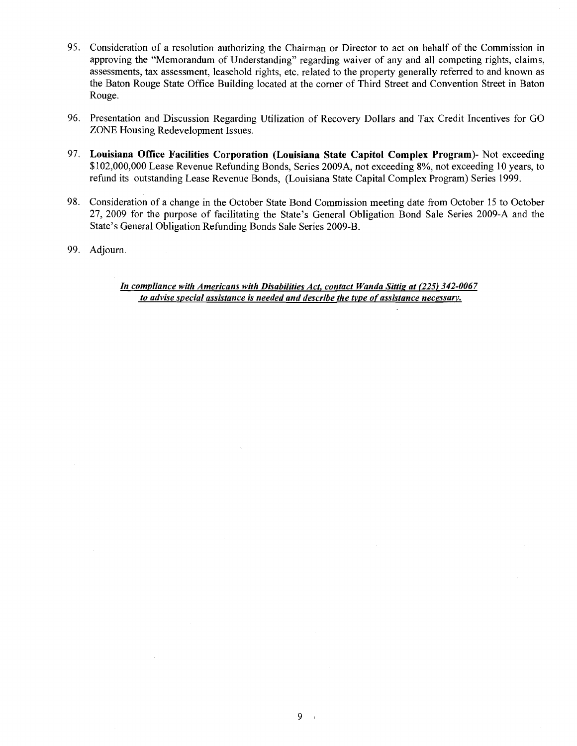95. Consideration of a resolution authorizing the Chairman or Director to act on behalf of the Commission in approving the "Memorandum of Understanding" regarding waiver of any and all competing rights, claims, assessments, tax assessment, leasehold rights, etc. related to the property generally referred to and known as the Baton Rouge State Office Building located at the corner of Third Street and Convention Street in Baton Rouge.

96. Presentation and Discussion Regarding Utilization of Recovery Dollars and Tax Credit Incentives for GO ZONE Housing Redevelopment Issues.

97. **Louisiana Office Facilities Corporation (Louisiana State Capitol Complex Program)**- Not exceeding $102,000,000 Lease Revenue Refunding Bonds, Series 2009A, not exceeding 8%, not exceeding 10 years, to refund its outstanding Lease Revenue Bonds, (Louisiana State Capital Complex Program) Series 1999.

98. Consideration of a change in the October State Bond Commission meeting date from October 15 to October 27, 2009 for the purpose of facilitating the State's General Obligation Bond Sale Series 2009-A and the State's General Obligation Refunding Bonds Sale Series 2009-B.

99. Adjourn.

***In compliance with Americans with Disabilities Act, contact Wanda Sittig at (225) 342-0067 to advise special assistance is needed and describe the type of assistance necessary.***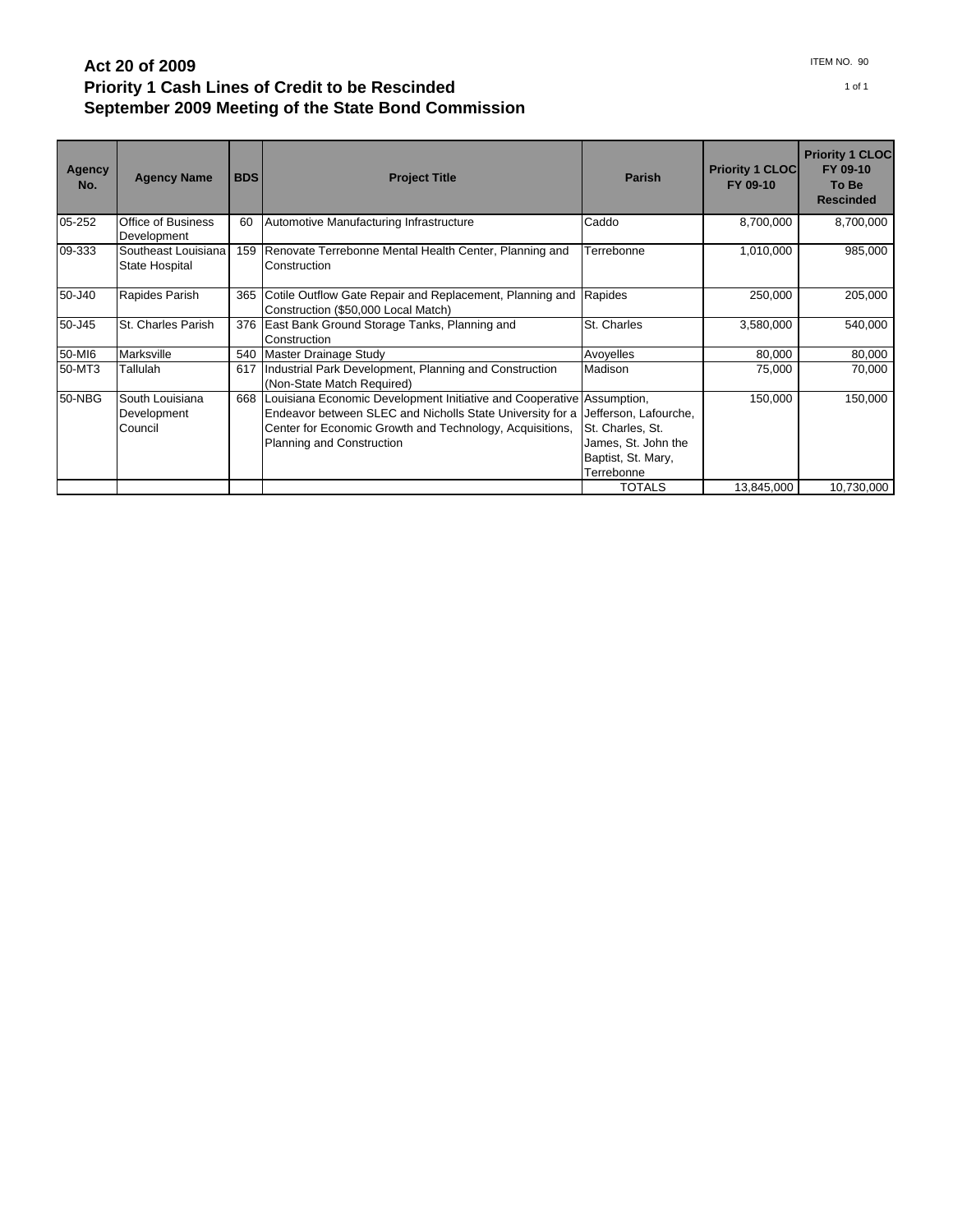# Act 20 of 2009
# Priority 1 Cash Lines of Credit to be Rescinded
# September 2009 Meeting of the State Bond Commission

ITEM NO. 90

| Agency No. | Agency Name | BDS | Project Title | Parish | Priority 1 CLOC FY 09-10 | Priority 1 CLOC FY 09-10 To Be Rescinded |
|---|---|---|---|---|---|---|
| 05-252 | Office of Business Development | 60 | Automotive Manufacturing Infrastructure | Caddo | 8,700,000 | 8,700,000 |
| 09-333 | Southeast Louisiana State Hospital | 159 | Renovate Terrebonne Mental Health Center, Planning and Construction | Terrebonne | 1,010,000 | 985,000 |
| 50-J40 | Rapides Parish | 365 | Cotile Outflow Gate Repair and Replacement, Planning and Construction ($50,000 Local Match) | Rapides | 250,000 | 205,000 |
| 50-J45 | St. Charles Parish | 376 | East Bank Ground Storage Tanks, Planning and Construction | St. Charles | 3,580,000 | 540,000 |
| 50-MI6 | Marksville | 540 | Master Drainage Study | Avoyelles | 80,000 | 80,000 |
| 50-MT3 | Tallulah | 617 | Industrial Park Development, Planning and Construction (Non-State Match Required) | Madison | 75,000 | 70,000 |
| 50-NBG | South Louisiana Development Council | 668 | Louisiana Economic Development Initiative and Cooperative Endeavor between SLEC and Nicholls State University for a Center for Economic Growth and Technology, Acquisitions, Planning and Construction | Assumption, Jefferson, Lafourche, St. Charles, St. James, St. John the Baptist, St. Mary, Terrebonne | 150,000 | 150,000 |
| | | | | TOTALS | 13,845,000 | 10,730,000 |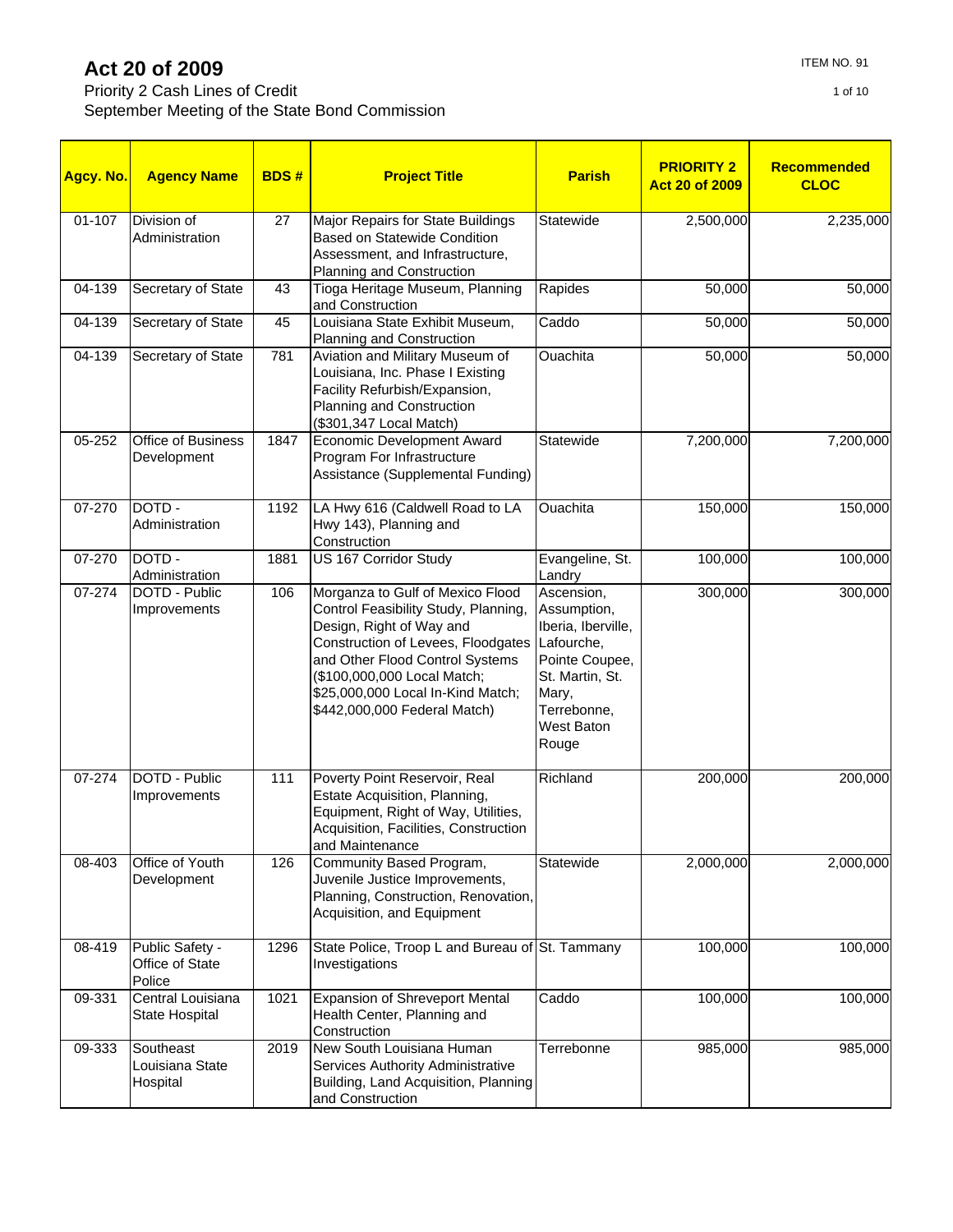# Act 20 of 2009

Priority 2 Cash Lines of Credit
September Meeting of the State Bond Commission

ITEM NO. 91

| Agcy. No. | Agency Name | BDS # | Project Title | Parish | PRIORITY 2 Act 20 of 2009 | Recommended CLOC |
|---|---|---|---|---|---|---|
| 01-107 | Division of Administration | 27 | Major Repairs for State Buildings Based on Statewide Condition Assessment, and Infrastructure, Planning and Construction | Statewide | 2,500,000 | 2,235,000 |
| 04-139 | Secretary of State | 43 | Tioga Heritage Museum, Planning and Construction | Rapides | 50,000 | 50,000 |
| 04-139 | Secretary of State | 45 | Louisiana State Exhibit Museum, Planning and Construction | Caddo | 50,000 | 50,000 |
| 04-139 | Secretary of State | 781 | Aviation and Military Museum of Louisiana, Inc. Phase I Existing Facility Refurbish/Expansion, Planning and Construction ($301,347 Local Match) | Ouachita | 50,000 | 50,000 |
| 05-252 | Office of Business Development | 1847 | Economic Development Award Program For Infrastructure Assistance (Supplemental Funding) | Statewide | 7,200,000 | 7,200,000 |
| 07-270 | DOTD - Administration | 1192 | LA Hwy 616 (Caldwell Road to LA Hwy 143), Planning and Construction | Ouachita | 150,000 | 150,000 |
| 07-270 | DOTD - Administration | 1881 | US 167 Corridor Study | Evangeline, St. Landry | 100,000 | 100,000 |
| 07-274 | DOTD - Public Improvements | 106 | Morganza to Gulf of Mexico Flood Control Feasibility Study, Planning, Design, Right of Way and Construction of Levees, Floodgates and Other Flood Control Systems ($100,000,000 Local Match; $25,000,000 Local In-Kind Match; $442,000,000 Federal Match) | Ascension, Assumption, Iberia, Iberville, Lafourche, Pointe Coupee, St. Martin, St. Mary, Terrebonne, West Baton Rouge | 300,000 | 300,000 |
| 07-274 | DOTD - Public Improvements | 111 | Poverty Point Reservoir, Real Estate Acquisition, Planning, Equipment, Right of Way, Utilities, Acquisition, Facilities, Construction and Maintenance | Richland | 200,000 | 200,000 |
| 08-403 | Office of Youth Development | 126 | Community Based Program, Juvenile Justice Improvements, Planning, Construction, Renovation, Acquisition, and Equipment | Statewide | 2,000,000 | 2,000,000 |
| 08-419 | Public Safety - Office of State Police | 1296 | State Police, Troop L and Bureau of Investigations | St. Tammany | 100,000 | 100,000 |
| 09-331 | Central Louisiana State Hospital | 1021 | Expansion of Shreveport Mental Health Center, Planning and Construction | Caddo | 100,000 | 100,000 |
| 09-333 | Southeast Louisiana State Hospital | 2019 | New South Louisiana Human Services Authority Administrative Building, Land Acquisition, Planning and Construction | Terrebonne | 985,000 | 985,000 |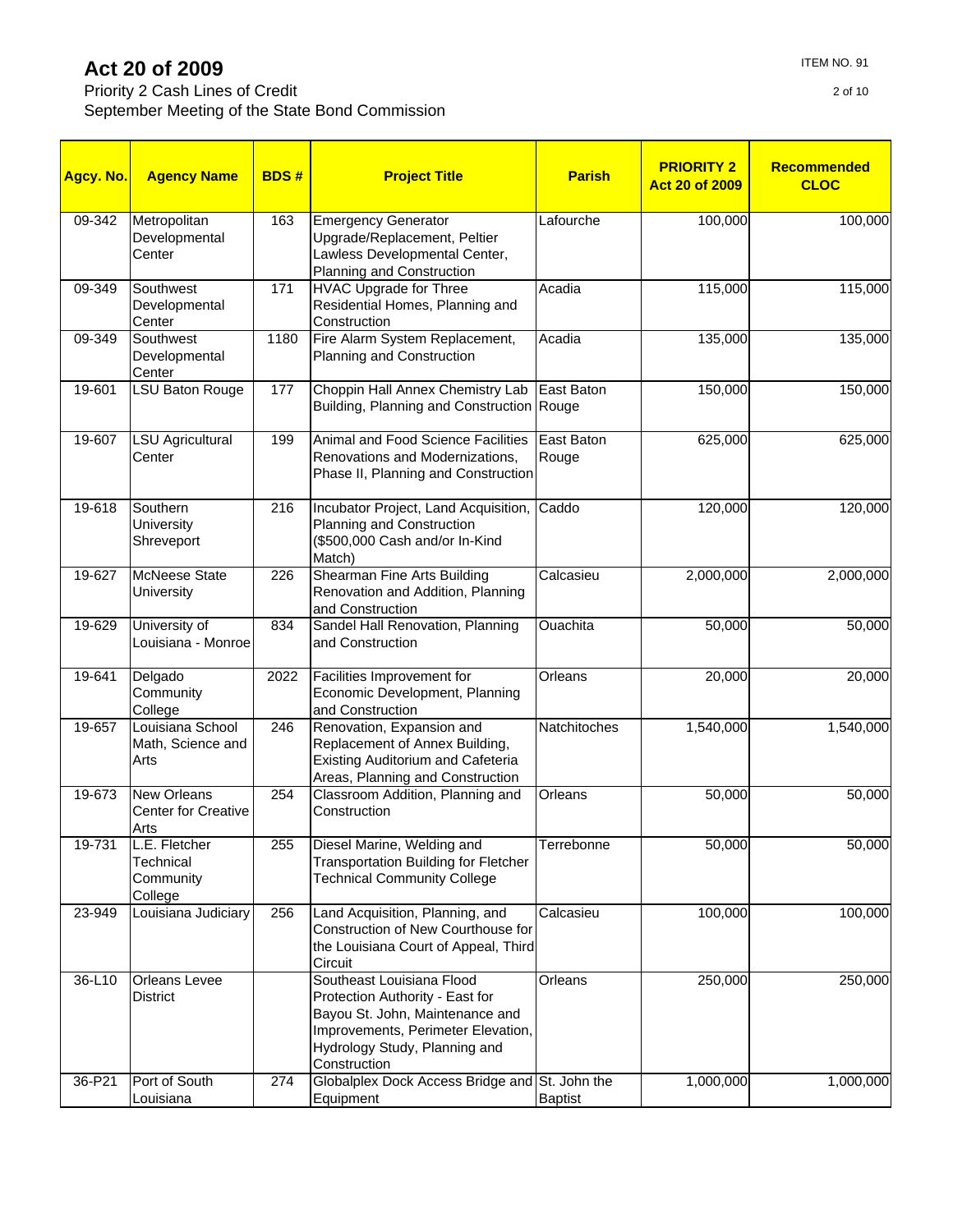# Act 20 of 2009

Priority 2 Cash Lines of Credit
September Meeting of the State Bond Commission

ITEM NO. 91

| Agcy. No. | Agency Name | BDS # | Project Title | Parish | PRIORITY 2 Act 20 of 2009 | Recommended CLOC |
|---|---|---|---|---|---|---|
| 09-342 | Metropolitan Developmental Center | 163 | Emergency Generator Upgrade/Replacement, Peltier Lawless Developmental Center, Planning and Construction | Lafourche | 100,000 | 100,000 |
| 09-349 | Southwest Developmental Center | 171 | HVAC Upgrade for Three Residential Homes, Planning and Construction | Acadia | 115,000 | 115,000 |
| 09-349 | Southwest Developmental Center | 1180 | Fire Alarm System Replacement, Planning and Construction | Acadia | 135,000 | 135,000 |
| 19-601 | LSU Baton Rouge | 177 | Choppin Hall Annex Chemistry Lab Building, Planning and Construction | East Baton Rouge | 150,000 | 150,000 |
| 19-607 | LSU Agricultural Center | 199 | Animal and Food Science Facilities Renovations and Modernizations, Phase II, Planning and Construction | East Baton Rouge | 625,000 | 625,000 |
| 19-618 | Southern University Shreveport | 216 | Incubator Project, Land Acquisition, Planning and Construction ($500,000 Cash and/or In-Kind Match) | Caddo | 120,000 | 120,000 |
| 19-627 | McNeese State University | 226 | Shearman Fine Arts Building Renovation and Addition, Planning and Construction | Calcasieu | 2,000,000 | 2,000,000 |
| 19-629 | University of Louisiana - Monroe | 834 | Sandel Hall Renovation, Planning and Construction | Ouachita | 50,000 | 50,000 |
| 19-641 | Delgado Community College | 2022 | Facilities Improvement for Economic Development, Planning and Construction | Orleans | 20,000 | 20,000 |
| 19-657 | Louisiana School Math, Science and Arts | 246 | Renovation, Expansion and Replacement of Annex Building, Existing Auditorium and Cafeteria Areas, Planning and Construction | Natchitoches | 1,540,000 | 1,540,000 |
| 19-673 | New Orleans Center for Creative Arts | 254 | Classroom Addition, Planning and Construction | Orleans | 50,000 | 50,000 |
| 19-731 | L.E. Fletcher Technical Community College | 255 | Diesel Marine, Welding and Transportation Building for Fletcher Technical Community College | Terrebonne | 50,000 | 50,000 |
| 23-949 | Louisiana Judiciary | 256 | Land Acquisition, Planning, and Construction of New Courthouse for the Louisiana Court of Appeal, Third Circuit | Calcasieu | 100,000 | 100,000 |
| 36-L10 | Orleans Levee District | | Southeast Louisiana Flood Protection Authority - East for Bayou St. John, Maintenance and Improvements, Perimeter Elevation, Hydrology Study, Planning and Construction | Orleans | 250,000 | 250,000 |
| 36-P21 | Port of South Louisiana | 274 | Globalplex Dock Access Bridge and Equipment | St. John the Baptist | 1,000,000 | 1,000,000 |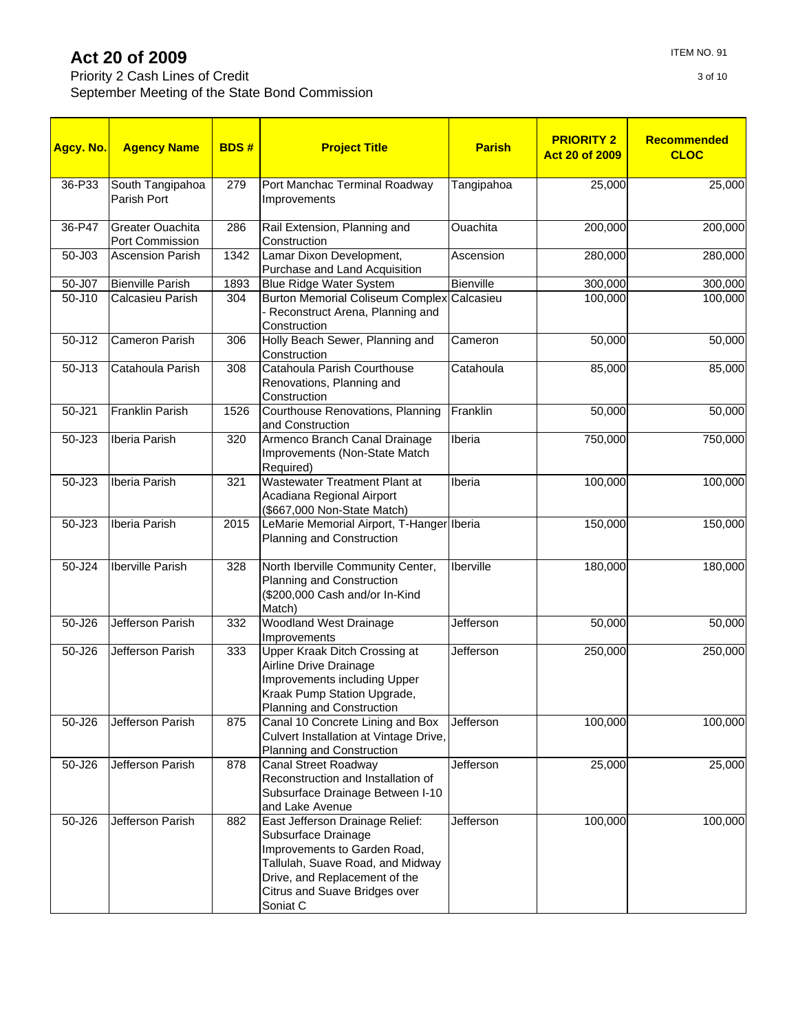# Act 20 of 2009

Priority 2 Cash Lines of Credit
September Meeting of the State Bond Commission

ITEM NO. 91

| Agcy. No. | Agency Name | BDS # | Project Title | Parish | PRIORITY 2 Act 20 of 2009 | Recommended CLOC |
|---|---|---|---|---|---|---|
| 36-P33 | South Tangipahoa Parish Port | 279 | Port Manchac Terminal Roadway Improvements | Tangipahoa | 25,000 | 25,000 |
| 36-P47 | Greater Ouachita Port Commission | 286 | Rail Extension, Planning and Construction | Ouachita | 200,000 | 200,000 |
| 50-J03 | Ascension Parish | 1342 | Lamar Dixon Development, Purchase and Land Acquisition | Ascension | 280,000 | 280,000 |
| 50-J07 | Bienville Parish | 1893 | Blue Ridge Water System | Bienville | 300,000 | 300,000 |
| 50-J10 | Calcasieu Parish | 304 | Burton Memorial Coliseum Complex - Reconstruct Arena, Planning and Construction | Calcasieu | 100,000 | 100,000 |
| 50-J12 | Cameron Parish | 306 | Holly Beach Sewer, Planning and Construction | Cameron | 50,000 | 50,000 |
| 50-J13 | Catahoula Parish | 308 | Catahoula Parish Courthouse Renovations, Planning and Construction | Catahoula | 85,000 | 85,000 |
| 50-J21 | Franklin Parish | 1526 | Courthouse Renovations, Planning and Construction | Franklin | 50,000 | 50,000 |
| 50-J23 | Iberia Parish | 320 | Armenco Branch Canal Drainage Improvements (Non-State Match Required) | Iberia | 750,000 | 750,000 |
| 50-J23 | Iberia Parish | 321 | Wastewater Treatment Plant at Acadiana Regional Airport ($667,000 Non-State Match) | Iberia | 100,000 | 100,000 |
| 50-J23 | Iberia Parish | 2015 | LeMarie Memorial Airport, T-Hanger Planning and Construction | Iberia | 150,000 | 150,000 |
| 50-J24 | Iberville Parish | 328 | North Iberville Community Center, Planning and Construction ($200,000 Cash and/or In-Kind Match) | Iberville | 180,000 | 180,000 |
| 50-J26 | Jefferson Parish | 332 | Woodland West Drainage Improvements | Jefferson | 50,000 | 50,000 |
| 50-J26 | Jefferson Parish | 333 | Upper Kraak Ditch Crossing at Airline Drive Drainage Improvements including Upper Kraak Pump Station Upgrade, Planning and Construction | Jefferson | 250,000 | 250,000 |
| 50-J26 | Jefferson Parish | 875 | Canal 10 Concrete Lining and Box Culvert Installation at Vintage Drive, Planning and Construction | Jefferson | 100,000 | 100,000 |
| 50-J26 | Jefferson Parish | 878 | Canal Street Roadway Reconstruction and Installation of Subsurface Drainage Between I-10 and Lake Avenue | Jefferson | 25,000 | 25,000 |
| 50-J26 | Jefferson Parish | 882 | East Jefferson Drainage Relief: Subsurface Drainage Improvements to Garden Road, Tallulah, Suave Road, and Midway Drive, and Replacement of the Citrus and Suave Bridges over Soniat C | Jefferson | 100,000 | 100,000 |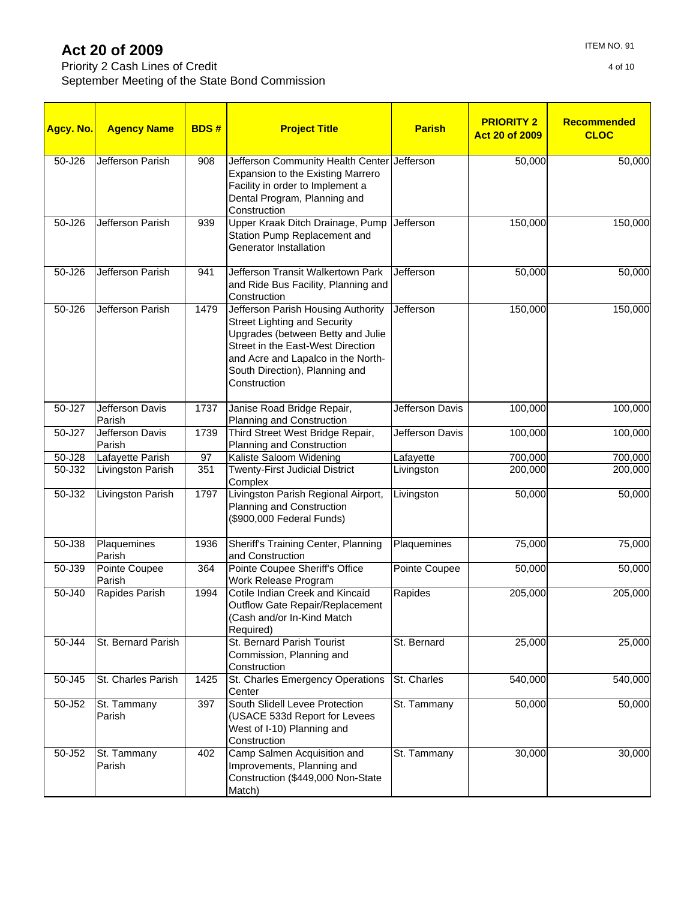# Act 20 of 2009

Priority 2 Cash Lines of Credit
September Meeting of the State Bond Commission

ITEM NO. 91

| Agcy. No. | Agency Name | BDS # | Project Title | Parish | PRIORITY 2 Act 20 of 2009 | Recommended CLOC |
|---|---|---|---|---|---|---|
| 50-J26 | Jefferson Parish | 908 | Jefferson Community Health Center Expansion to the Existing Marrero Facility in order to Implement a Dental Program, Planning and Construction | Jefferson | 50,000 | 50,000 |
| 50-J26 | Jefferson Parish | 939 | Upper Kraak Ditch Drainage, Pump Station Pump Replacement and Generator Installation | Jefferson | 150,000 | 150,000 |
| 50-J26 | Jefferson Parish | 941 | Jefferson Transit Walkertown Park and Ride Bus Facility, Planning and Construction | Jefferson | 50,000 | 50,000 |
| 50-J26 | Jefferson Parish | 1479 | Jefferson Parish Housing Authority Street Lighting and Security Upgrades (between Betty and Julie Street in the East-West Direction and Acre and Lapalco in the North-South Direction), Planning and Construction | Jefferson | 150,000 | 150,000 |
| 50-J27 | Jefferson Davis Parish | 1737 | Janise Road Bridge Repair, Planning and Construction | Jefferson Davis | 100,000 | 100,000 |
| 50-J27 | Jefferson Davis Parish | 1739 | Third Street West Bridge Repair, Planning and Construction | Jefferson Davis | 100,000 | 100,000 |
| 50-J28 | Lafayette Parish | 97 | Kaliste Saloom Widening | Lafayette | 700,000 | 700,000 |
| 50-J32 | Livingston Parish | 351 | Twenty-First Judicial District Complex | Livingston | 200,000 | 200,000 |
| 50-J32 | Livingston Parish | 1797 | Livingston Parish Regional Airport, Planning and Construction ($900,000 Federal Funds) | Livingston | 50,000 | 50,000 |
| 50-J38 | Plaquemines Parish | 1936 | Sheriff's Training Center, Planning and Construction | Plaquemines | 75,000 | 75,000 |
| 50-J39 | Pointe Coupee Parish | 364 | Pointe Coupee Sheriff's Office Work Release Program | Pointe Coupee | 50,000 | 50,000 |
| 50-J40 | Rapides Parish | 1994 | Cotile Indian Creek and Kincaid Outflow Gate Repair/Replacement (Cash and/or In-Kind Match Required) | Rapides | 205,000 | 205,000 |
| 50-J44 | St. Bernard Parish | | St. Bernard Parish Tourist Commission, Planning and Construction | St. Bernard | 25,000 | 25,000 |
| 50-J45 | St. Charles Parish | 1425 | St. Charles Emergency Operations Center | St. Charles | 540,000 | 540,000 |
| 50-J52 | St. Tammany Parish | 397 | South Slidell Levee Protection (USACE 533d Report for Levees West of I-10) Planning and Construction | St. Tammany | 50,000 | 50,000 |
| 50-J52 | St. Tammany Parish | 402 | Camp Salmen Acquisition and Improvements, Planning and Construction ($449,000 Non-State Match) | St. Tammany | 30,000 | 30,000 |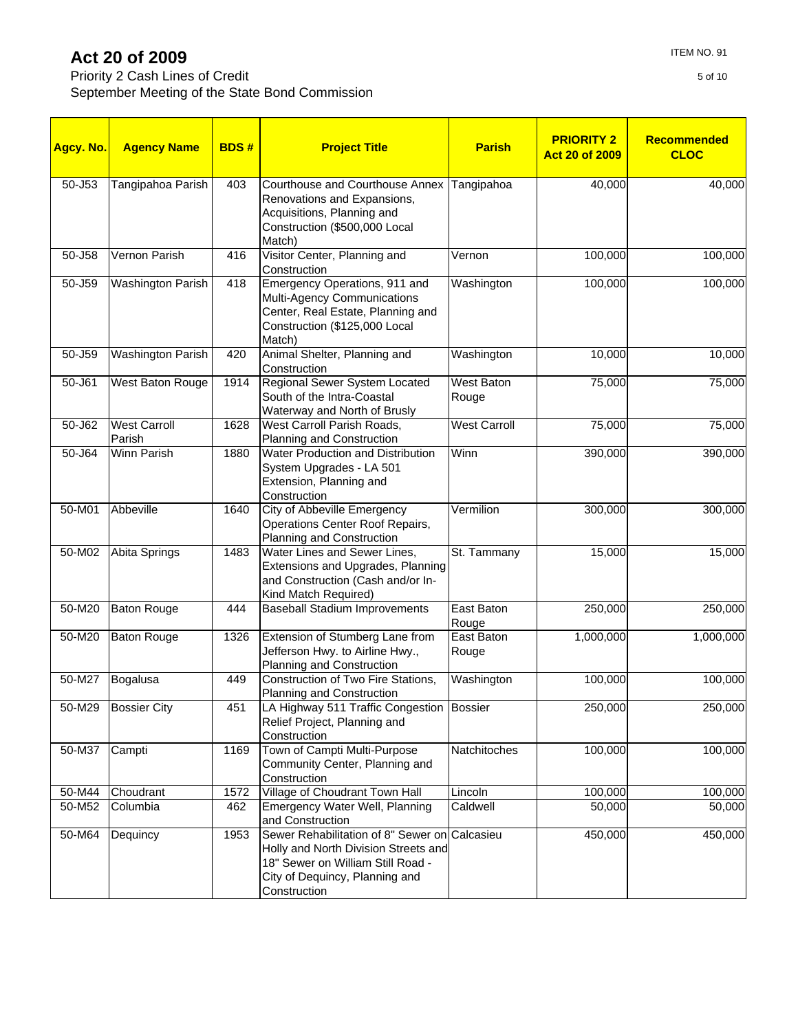# Act 20 of 2009

Priority 2 Cash Lines of Credit
September Meeting of the State Bond Commission

ITEM NO. 91

| Agcy. No. | Agency Name | BDS # | Project Title | Parish | PRIORITY 2 Act 20 of 2009 | Recommended CLOC |
|---|---|---|---|---|---|---|
| 50-J53 | Tangipahoa Parish | 403 | Courthouse and Courthouse Annex Renovations and Expansions, Acquisitions, Planning and Construction ($500,000 Local Match) | Tangipahoa | 40,000 | 40,000 |
| 50-J58 | Vernon Parish | 416 | Visitor Center, Planning and Construction | Vernon | 100,000 | 100,000 |
| 50-J59 | Washington Parish | 418 | Emergency Operations, 911 and Multi-Agency Communications Center, Real Estate, Planning and Construction ($125,000 Local Match) | Washington | 100,000 | 100,000 |
| 50-J59 | Washington Parish | 420 | Animal Shelter, Planning and Construction | Washington | 10,000 | 10,000 |
| 50-J61 | West Baton Rouge | 1914 | Regional Sewer System Located South of the Intra-Coastal Waterway and North of Brusly | West Baton Rouge | 75,000 | 75,000 |
| 50-J62 | West Carroll Parish | 1628 | West Carroll Parish Roads, Planning and Construction | West Carroll | 75,000 | 75,000 |
| 50-J64 | Winn Parish | 1880 | Water Production and Distribution System Upgrades - LA 501 Extension, Planning and Construction | Winn | 390,000 | 390,000 |
| 50-M01 | Abbeville | 1640 | City of Abbeville Emergency Operations Center Roof Repairs, Planning and Construction | Vermilion | 300,000 | 300,000 |
| 50-M02 | Abita Springs | 1483 | Water Lines and Sewer Lines, Extensions and Upgrades, Planning and Construction (Cash and/or In-Kind Match Required) | St. Tammany | 15,000 | 15,000 |
| 50-M20 | Baton Rouge | 444 | Baseball Stadium Improvements | East Baton Rouge | 250,000 | 250,000 |
| 50-M20 | Baton Rouge | 1326 | Extension of Stumberg Lane from Jefferson Hwy. to Airline Hwy., Planning and Construction | East Baton Rouge | 1,000,000 | 1,000,000 |
| 50-M27 | Bogalusa | 449 | Construction of Two Fire Stations, Planning and Construction | Washington | 100,000 | 100,000 |
| 50-M29 | Bossier City | 451 | LA Highway 511 Traffic Congestion Relief Project, Planning and Construction | Bossier | 250,000 | 250,000 |
| 50-M37 | Campti | 1169 | Town of Campti Multi-Purpose Community Center, Planning and Construction | Natchitoches | 100,000 | 100,000 |
| 50-M44 | Choudrant | 1572 | Village of Choudrant Town Hall | Lincoln | 100,000 | 100,000 |
| 50-M52 | Columbia | 462 | Emergency Water Well, Planning and Construction | Caldwell | 50,000 | 50,000 |
| 50-M64 | Dequincy | 1953 | Sewer Rehabilitation of 8" Sewer on Holly and North Division Streets and 18" Sewer on William Still Road - City of Dequincy, Planning and Construction | Calcasieu | 450,000 | 450,000 |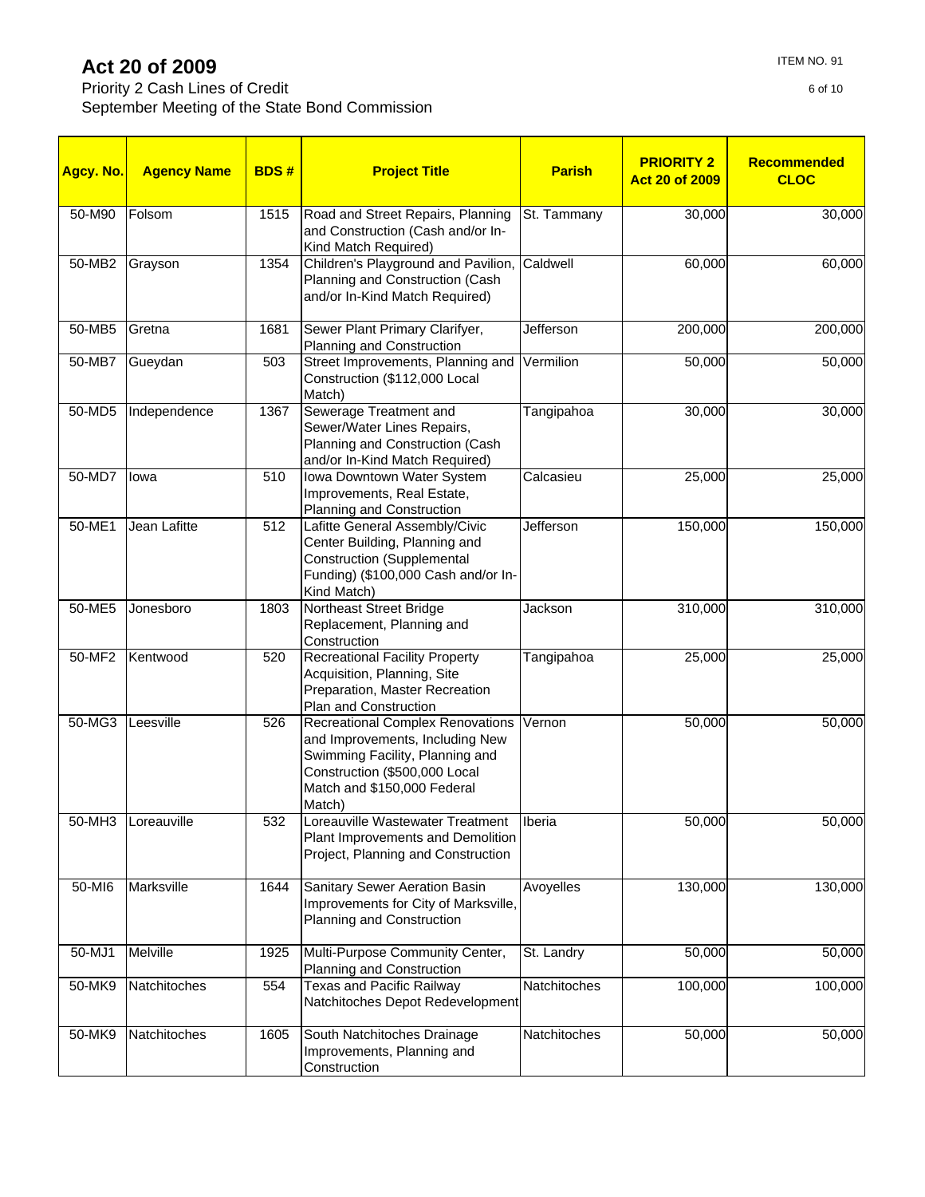# Act 20 of 2009

Priority 2 Cash Lines of Credit
September Meeting of the State Bond Commission

ITEM NO. 91

| Agcy. No. | Agency Name | BDS # | Project Title | Parish | PRIORITY 2 Act 20 of 2009 | Recommended CLOC |
|---|---|---|---|---|---|---|
| 50-M90 | Folsom | 1515 | Road and Street Repairs, Planning and Construction (Cash and/or In-Kind Match Required) | St. Tammany | 30,000 | 30,000 |
| 50-MB2 | Grayson | 1354 | Children's Playground and Pavilion, Planning and Construction (Cash and/or In-Kind Match Required) | Caldwell | 60,000 | 60,000 |
| 50-MB5 | Gretna | 1681 | Sewer Plant Primary Clarifyer, Planning and Construction | Jefferson | 200,000 | 200,000 |
| 50-MB7 | Gueydan | 503 | Street Improvements, Planning and Construction ($112,000 Local Match) | Vermilion | 50,000 | 50,000 |
| 50-MD5 | Independence | 1367 | Sewerage Treatment and Sewer/Water Lines Repairs, Planning and Construction (Cash and/or In-Kind Match Required) | Tangipahoa | 30,000 | 30,000 |
| 50-MD7 | Iowa | 510 | Iowa Downtown Water System Improvements, Real Estate, Planning and Construction | Calcasieu | 25,000 | 25,000 |
| 50-ME1 | Jean Lafitte | 512 | Lafitte General Assembly/Civic Center Building, Planning and Construction (Supplemental Funding) ($100,000 Cash and/or In-Kind Match) | Jefferson | 150,000 | 150,000 |
| 50-ME5 | Jonesboro | 1803 | Northeast Street Bridge Replacement, Planning and Construction | Jackson | 310,000 | 310,000 |
| 50-MF2 | Kentwood | 520 | Recreational Facility Property Acquisition, Planning, Site Preparation, Master Recreation Plan and Construction | Tangipahoa | 25,000 | 25,000 |
| 50-MG3 | Leesville | 526 | Recreational Complex Renovations and Improvements, Including New Swimming Facility, Planning and Construction ($500,000 Local Match and $150,000 Federal Match) | Vernon | 50,000 | 50,000 |
| 50-MH3 | Loreauville | 532 | Loreauville Wastewater Treatment Plant Improvements and Demolition Project, Planning and Construction | Iberia | 50,000 | 50,000 |
| 50-MI6 | Marksville | 1644 | Sanitary Sewer Aeration Basin Improvements for City of Marksville, Planning and Construction | Avoyelles | 130,000 | 130,000 |
| 50-MJ1 | Melville | 1925 | Multi-Purpose Community Center, Planning and Construction | St. Landry | 50,000 | 50,000 |
| 50-MK9 | Natchitoches | 554 | Texas and Pacific Railway Natchitoches Depot Redevelopment | Natchitoches | 100,000 | 100,000 |
| 50-MK9 | Natchitoches | 1605 | South Natchitoches Drainage Improvements, Planning and Construction | Natchitoches | 50,000 | 50,000 |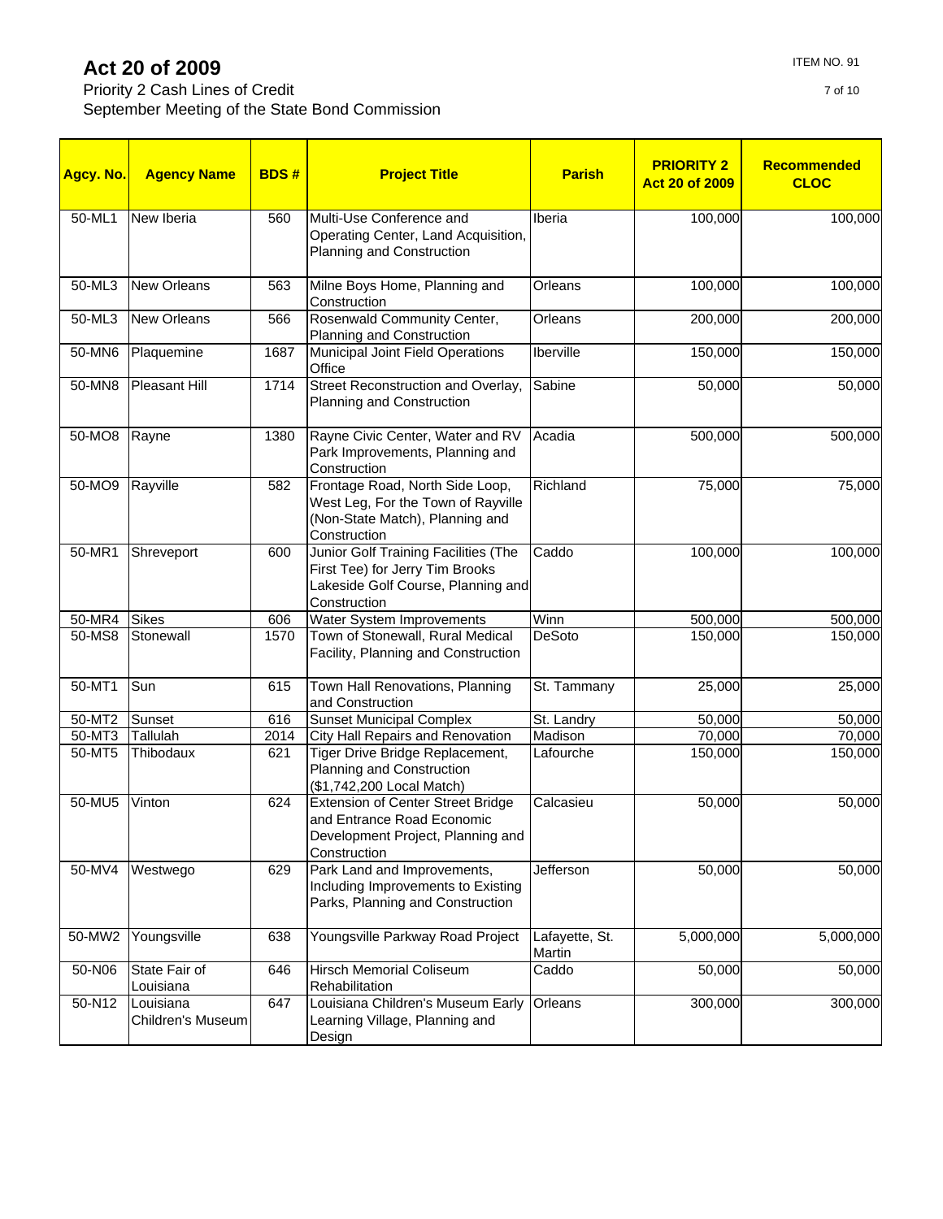# Act 20 of 2009

Priority 2 Cash Lines of Credit
September Meeting of the State Bond Commission

ITEM NO. 91

| Agcy. No. | Agency Name | BDS # | Project Title | Parish | PRIORITY 2 Act 20 of 2009 | Recommended CLOC |
|---|---|---|---|---|---|---|
| 50-ML1 | New Iberia | 560 | Multi-Use Conference and Operating Center, Land Acquisition, Planning and Construction | Iberia | 100,000 | 100,000 |
| 50-ML3 | New Orleans | 563 | Milne Boys Home, Planning and Construction | Orleans | 100,000 | 100,000 |
| 50-ML3 | New Orleans | 566 | Rosenwald Community Center, Planning and Construction | Orleans | 200,000 | 200,000 |
| 50-MN6 | Plaquemine | 1687 | Municipal Joint Field Operations Office | Iberville | 150,000 | 150,000 |
| 50-MN8 | Pleasant Hill | 1714 | Street Reconstruction and Overlay, Planning and Construction | Sabine | 50,000 | 50,000 |
| 50-MO8 | Rayne | 1380 | Rayne Civic Center, Water and RV Park Improvements, Planning and Construction | Acadia | 500,000 | 500,000 |
| 50-MO9 | Rayville | 582 | Frontage Road, North Side Loop, West Leg, For the Town of Rayville (Non-State Match), Planning and Construction | Richland | 75,000 | 75,000 |
| 50-MR1 | Shreveport | 600 | Junior Golf Training Facilities (The First Tee) for Jerry Tim Brooks Lakeside Golf Course, Planning and Construction | Caddo | 100,000 | 100,000 |
| 50-MR4 | Sikes | 606 | Water System Improvements | Winn | 500,000 | 500,000 |
| 50-MS8 | Stonewall | 1570 | Town of Stonewall, Rural Medical Facility, Planning and Construction | DeSoto | 150,000 | 150,000 |
| 50-MT1 | Sun | 615 | Town Hall Renovations, Planning and Construction | St. Tammany | 25,000 | 25,000 |
| 50-MT2 | Sunset | 616 | Sunset Municipal Complex | St. Landry | 50,000 | 50,000 |
| 50-MT3 | Tallulah | 2014 | City Hall Repairs and Renovation | Madison | 70,000 | 70,000 |
| 50-MT5 | Thibodaux | 621 | Tiger Drive Bridge Replacement, Planning and Construction ($1,742,200 Local Match) | Lafourche | 150,000 | 150,000 |
| 50-MU5 | Vinton | 624 | Extension of Center Street Bridge and Entrance Road Economic Development Project, Planning and Construction | Calcasieu | 50,000 | 50,000 |
| 50-MV4 | Westwego | 629 | Park Land and Improvements, Including Improvements to Existing Parks, Planning and Construction | Jefferson | 50,000 | 50,000 |
| 50-MW2 | Youngsville | 638 | Youngsville Parkway Road Project | Lafayette, St. Martin | 5,000,000 | 5,000,000 |
| 50-N06 | State Fair of Louisiana | 646 | Hirsch Memorial Coliseum Rehabilitation | Caddo | 50,000 | 50,000 |
| 50-N12 | Louisiana Children's Museum | 647 | Louisiana Children's Museum Early Learning Village, Planning and Design | Orleans | 300,000 | 300,000 |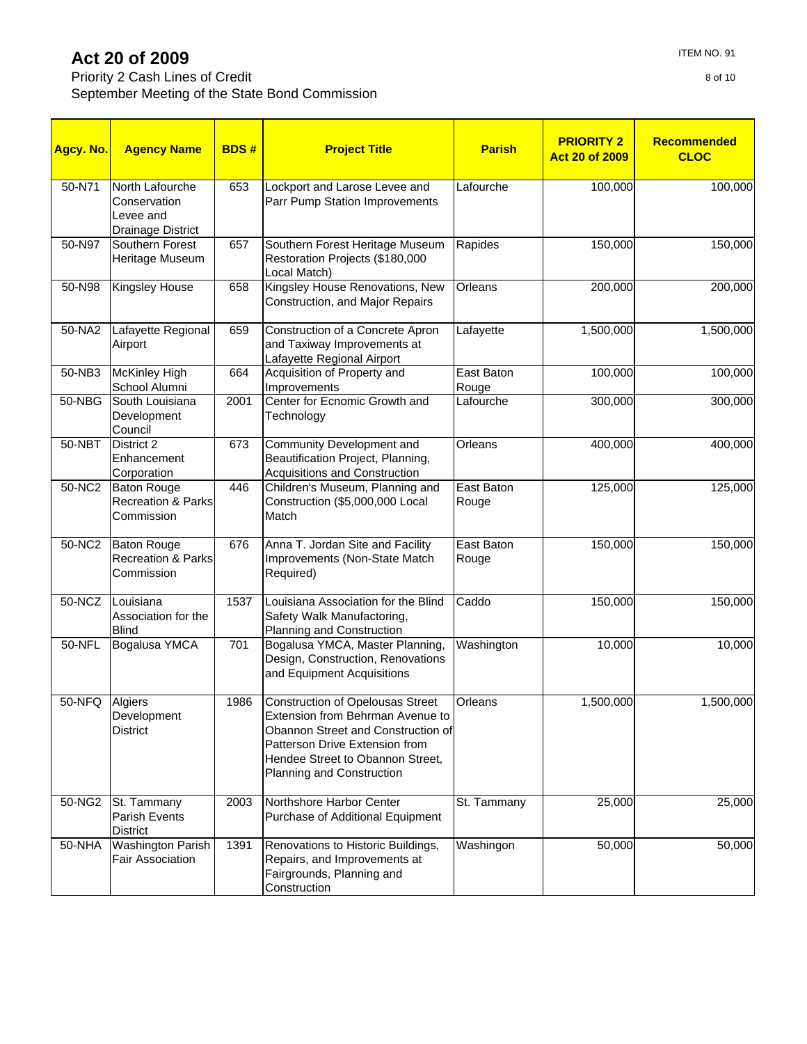# Act 20 of 2009

Priority 2 Cash Lines of Credit
September Meeting of the State Bond Commission

ITEM NO. 91

| Agcy. No. | Agency Name | BDS # | Project Title | Parish | PRIORITY 2 Act 20 of 2009 | Recommended CLOC |
|---|---|---|---|---|---|---|
| 50-N71 | North Lafourche Conservation Levee and Drainage District | 653 | Lockport and Larose Levee and Parr Pump Station Improvements | Lafourche | 100,000 | 100,000 |
| 50-N97 | Southern Forest Heritage Museum | 657 | Southern Forest Heritage Museum Restoration Projects ($180,000 Local Match) | Rapides | 150,000 | 150,000 |
| 50-N98 | Kingsley House | 658 | Kingsley House Renovations, New Construction, and Major Repairs | Orleans | 200,000 | 200,000 |
| 50-NA2 | Lafayette Regional Airport | 659 | Construction of a Concrete Apron and Taxiway Improvements at Lafayette Regional Airport | Lafayette | 1,500,000 | 1,500,000 |
| 50-NB3 | McKinley High School Alumni | 664 | Acquisition of Property and Improvements | East Baton Rouge | 100,000 | 100,000 |
| 50-NBG | South Louisiana Development Council | 2001 | Center for Ecnomic Growth and Technology | Lafourche | 300,000 | 300,000 |
| 50-NBT | District 2 Enhancement Corporation | 673 | Community Development and Beautification Project, Planning, Acquisitions and Construction | Orleans | 400,000 | 400,000 |
| 50-NC2 | Baton Rouge Recreation & Parks Commission | 446 | Children's Museum, Planning and Construction ($5,000,000 Local Match | East Baton Rouge | 125,000 | 125,000 |
| 50-NC2 | Baton Rouge Recreation & Parks Commission | 676 | Anna T. Jordan Site and Facility Improvements (Non-State Match Required) | East Baton Rouge | 150,000 | 150,000 |
| 50-NCZ | Louisiana Association for the Blind | 1537 | Louisiana Association for the Blind Safety Walk Manufactoring, Planning and Construction | Caddo | 150,000 | 150,000 |
| 50-NFL | Bogalusa YMCA | 701 | Bogalusa YMCA, Master Planning, Design, Construction, Renovations and Equipment Acquisitions | Washington | 10,000 | 10,000 |
| 50-NFQ | Algiers Development District | 1986 | Construction of Opelousas Street Extension from Behrman Avenue to Obannon Street and Construction of Patterson Drive Extension from Hendee Street to Obannon Street, Planning and Construction | Orleans | 1,500,000 | 1,500,000 |
| 50-NG2 | St. Tammany Parish Events District | 2003 | Northshore Harbor Center Purchase of Additional Equipment | St. Tammany | 25,000 | 25,000 |
| 50-NHA | Washington Parish Fair Association | 1391 | Renovations to Historic Buildings, Repairs, and Improvements at Fairgrounds, Planning and Construction | Washingon | 50,000 | 50,000 |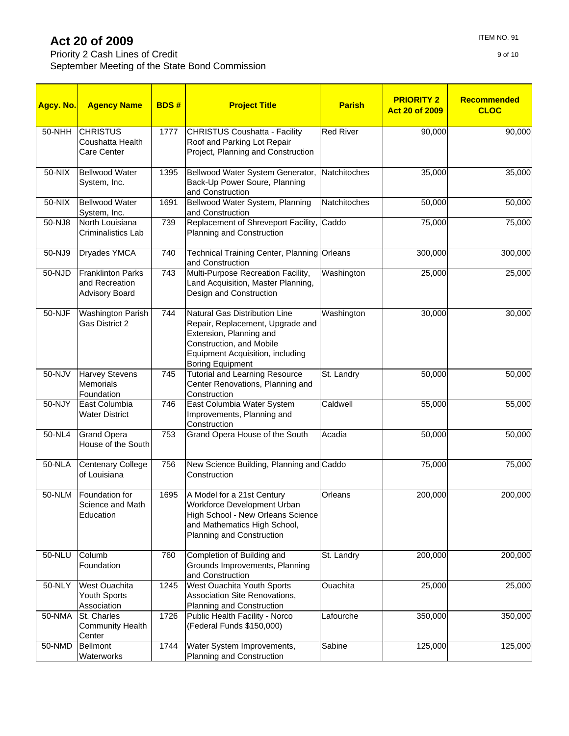# Act 20 of 2009

Priority 2 Cash Lines of Credit
September Meeting of the State Bond Commission

ITEM NO. 91

| Agcy. No. | Agency Name | BDS # | Project Title | Parish | PRIORITY 2 Act 20 of 2009 | Recommended CLOC |
|---|---|---|---|---|---|---|
| 50-NHH | CHRISTUS Coushatta Health Care Center | 1777 | CHRISTUS Coushatta - Facility Roof and Parking Lot Repair Project, Planning and Construction | Red River | 90,000 | 90,000 |
| 50-NIX | Bellwood Water System, Inc. | 1395 | Bellwood Water System Generator, Back-Up Power Soure, Planning and Construction | Natchitoches | 35,000 | 35,000 |
| 50-NIX | Bellwood Water System, Inc. | 1691 | Bellwood Water System, Planning and Construction | Natchitoches | 50,000 | 50,000 |
| 50-NJ8 | North Louisiana Criminalistics Lab | 739 | Replacement of Shreveport Facility, Planning and Construction | Caddo | 75,000 | 75,000 |
| 50-NJ9 | Dryades YMCA | 740 | Technical Training Center, Planning and Construction | Orleans | 300,000 | 300,000 |
| 50-NJD | Franklinton Parks and Recreation Advisory Board | 743 | Multi-Purpose Recreation Facility, Land Acquisition, Master Planning, Design and Construction | Washington | 25,000 | 25,000 |
| 50-NJF | Washington Parish Gas District 2 | 744 | Natural Gas Distribution Line Repair, Replacement, Upgrade and Extension, Planning and Construction, and Mobile Equipment Acquisition, including Boring Equipment | Washington | 30,000 | 30,000 |
| 50-NJV | Harvey Stevens Memorials Foundation | 745 | Tutorial and Learning Resource Center Renovations, Planning and Construction | St. Landry | 50,000 | 50,000 |
| 50-NJY | East Columbia Water District | 746 | East Columbia Water System Improvements, Planning and Construction | Caldwell | 55,000 | 55,000 |
| 50-NL4 | Grand Opera House of the South | 753 | Grand Opera House of the South | Acadia | 50,000 | 50,000 |
| 50-NLA | Centenary College of Louisiana | 756 | New Science Building, Planning and Construction | Caddo | 75,000 | 75,000 |
| 50-NLM | Foundation for Science and Math Education | 1695 | A Model for a 21st Century Workforce Development Urban High School - New Orleans Science and Mathematics High School, Planning and Construction | Orleans | 200,000 | 200,000 |
| 50-NLU | Columb Foundation | 760 | Completion of Building and Grounds Improvements, Planning and Construction | St. Landry | 200,000 | 200,000 |
| 50-NLY | West Ouachita Youth Sports Association | 1245 | West Ouachita Youth Sports Association Site Renovations, Planning and Construction | Ouachita | 25,000 | 25,000 |
| 50-NMA | St. Charles Community Health Center | 1726 | Public Health Facility - Norco (Federal Funds $150,000) | Lafourche | 350,000 | 350,000 |
| 50-NMD | Bellmont Waterworks | 1744 | Water System Improvements, Planning and Construction | Sabine | 125,000 | 125,000 |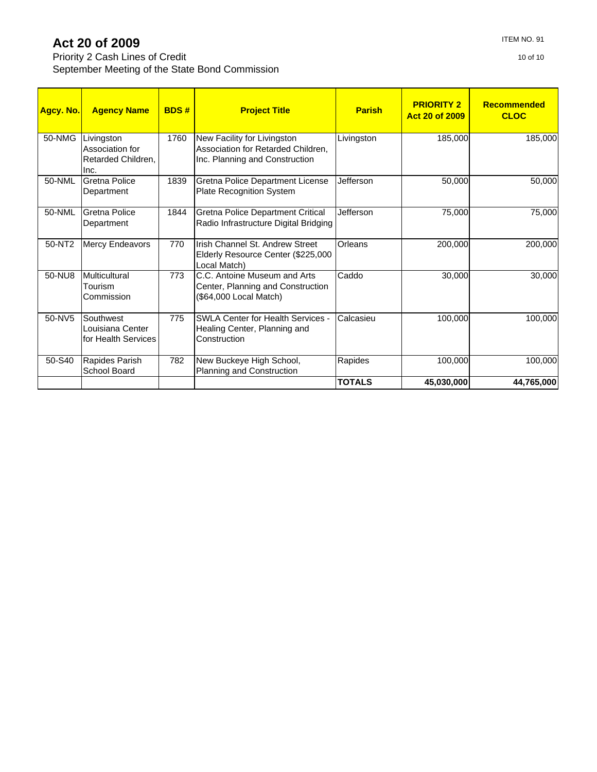# Act 20 of 2009

Priority 2 Cash Lines of Credit
September Meeting of the State Bond Commission

ITEM NO. 91

| Agcy. No. | Agency Name | BDS # | Project Title | Parish | PRIORITY 2 Act 20 of 2009 | Recommended CLOC |
|---|---|---|---|---|---|---|
| 50-NMG | Livingston Association for Retarded Children, Inc. | 1760 | New Facility for Livingston Association for Retarded Children, Inc. Planning and Construction | Livingston | 185,000 | 185,000 |
| 50-NML | Gretna Police Department | 1839 | Gretna Police Department License Plate Recognition System | Jefferson | 50,000 | 50,000 |
| 50-NML | Gretna Police Department | 1844 | Gretna Police Department Critical Radio Infrastructure Digital Bridging | Jefferson | 75,000 | 75,000 |
| 50-NT2 | Mercy Endeavors | 770 | Irish Channel St. Andrew Street Elderly Resource Center ($225,000 Local Match) | Orleans | 200,000 | 200,000 |
| 50-NU8 | Multicultural Tourism Commission | 773 | C.C. Antoine Museum and Arts Center, Planning and Construction ($64,000 Local Match) | Caddo | 30,000 | 30,000 |
| 50-NV5 | Southwest Louisiana Center for Health Services | 775 | SWLA Center for Health Services - Healing Center, Planning and Construction | Calcasieu | 100,000 | 100,000 |
| 50-S40 | Rapides Parish School Board | 782 | New Buckeye High School, Planning and Construction | Rapides | 100,000 | 100,000 |
| | | | | **TOTALS** | **45,030,000** | **44,765,000** |